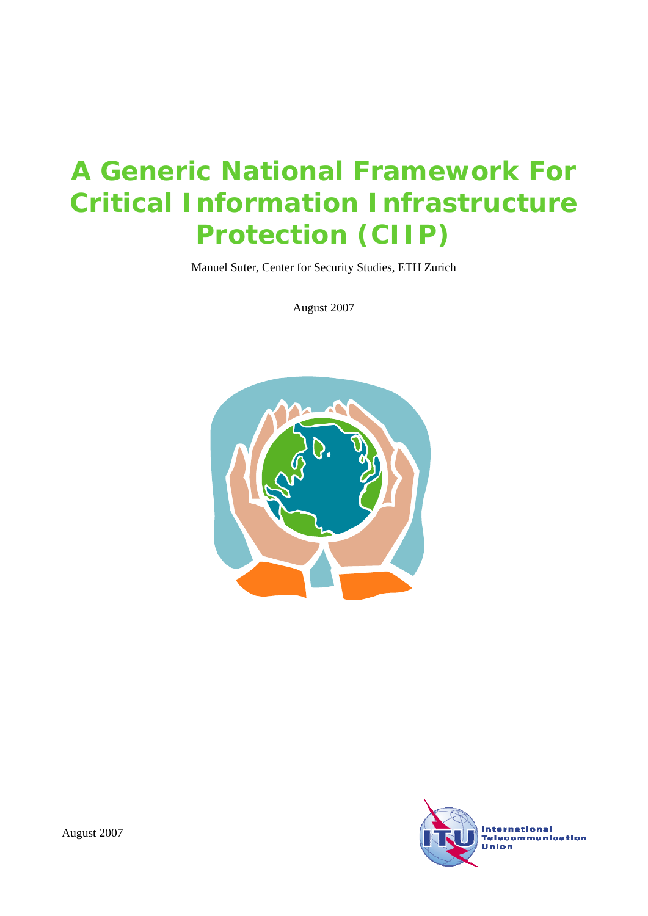# A Generic National Framework For Critical Information Infrastructure Protection (CIIP)

Manuel Suter, Center for Security Studies, ETH Zurich

August 2007

August 2007

International Telecommunication Union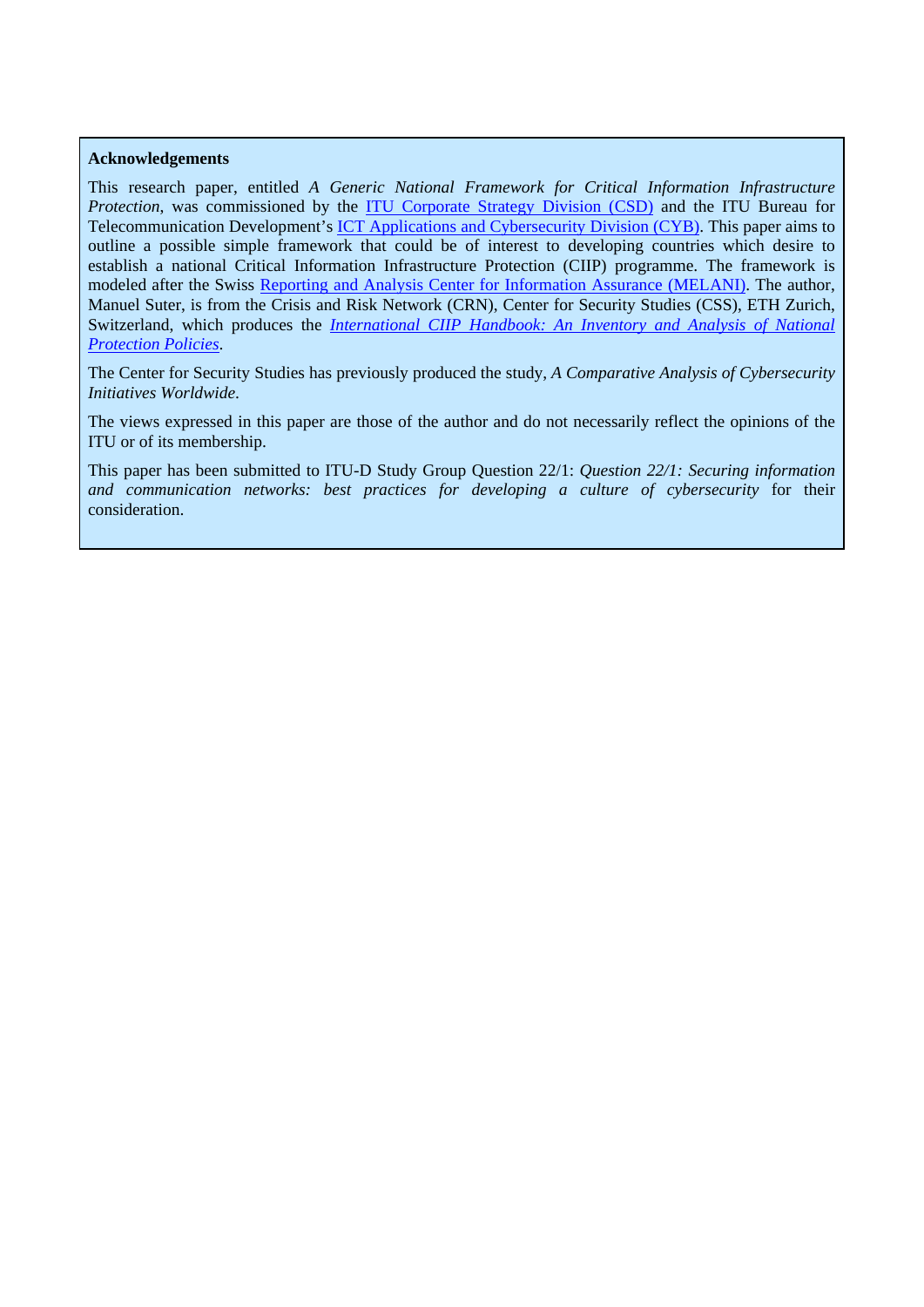**Acknowledgements**

This research paper, entitled *A Generic National Framework for Critical Information Infrastructure Protection*, was commissioned by the ITU Corporate Strategy Division (CSD) and the ITU Bureau for Telecommunication Development's ICT Applications and Cybersecurity Division (CYB). This paper aims to outline a possible simple framework that could be of interest to developing countries which desire to establish a national Critical Information Infrastructure Protection (CIIP) programme. The framework is modeled after the Swiss Reporting and Analysis Center for Information Assurance (MELANI). The author, Manuel Suter, is from the Crisis and Risk Network (CRN), Center for Security Studies (CSS), ETH Zurich, Switzerland, which produces the *International CIIP Handbook: An Inventory and Analysis of National Protection Policies*.

The Center for Security Studies has previously produced the study, *A Comparative Analysis of Cybersecurity Initiatives Worldwide.*

The views expressed in this paper are those of the author and do not necessarily reflect the opinions of the ITU or of its membership.

This paper has been submitted to ITU-D Study Group Question 22/1: *Question 22/1: Securing information and communication networks: best practices for developing a culture of cybersecurity* for their consideration.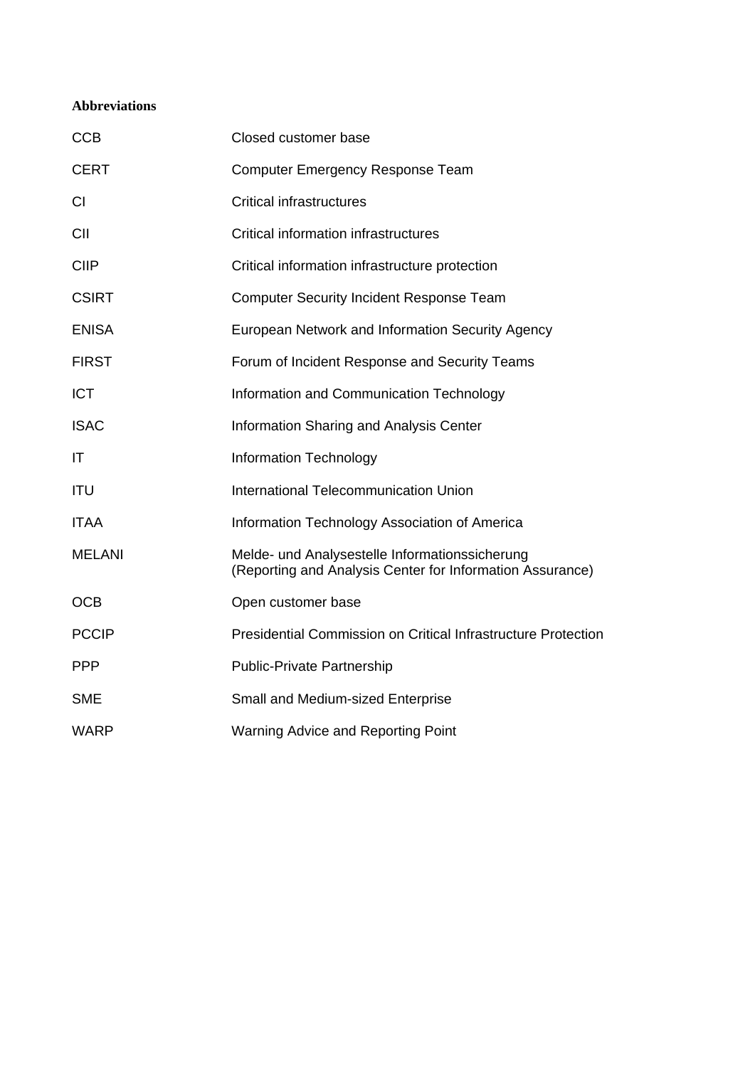**Abbreviations**

| | |
|---|---|
| CCB | Closed customer base |
| CERT | Computer Emergency Response Team |
| CI | Critical infrastructures |
| CII | Critical information infrastructures |
| CIIP | Critical information infrastructure protection |
| CSIRT | Computer Security Incident Response Team |
| ENISA | European Network and Information Security Agency |
| FIRST | Forum of Incident Response and Security Teams |
| ICT | Information and Communication Technology |
| ISAC | Information Sharing and Analysis Center |
| IT | Information Technology |
| ITU | International Telecommunication Union |
| ITAA | Information Technology Association of America |
| MELANI | Melde- und Analysestelle Informationssicherung (Reporting and Analysis Center for Information Assurance) |
| OCB | Open customer base |
| PCCIP | Presidential Commission on Critical Infrastructure Protection |
| PPP | Public-Private Partnership |
| SME | Small and Medium-sized Enterprise |
| WARP | Warning Advice and Reporting Point |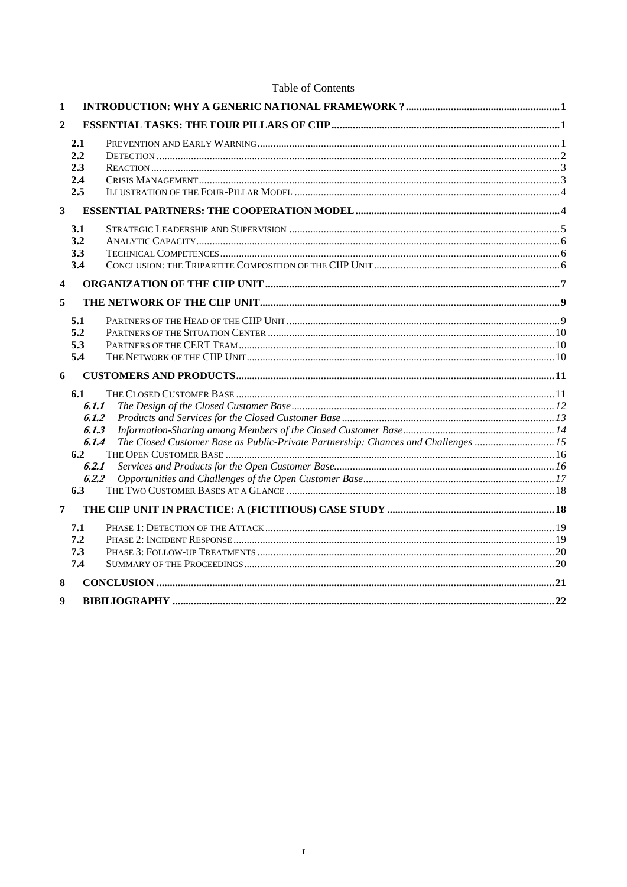Table of Contents

1 INTRODUCTION: WHY A GENERIC NATIONAL FRAMEWORK ? ... 1

2 ESSENTIAL TASKS: THE FOUR PILLARS OF CIIP ... 1

- 2.1 PREVENTION AND EARLY WARNING ... 1
- 2.2 DETECTION ... 2
- 2.3 REACTION ... 3
- 2.4 CRISIS MANAGEMENT ... 3
- 2.5 ILLUSTRATION OF THE FOUR-PILLAR MODEL ... 4

3 ESSENTIAL PARTNERS: THE COOPERATION MODEL ... 4

- 3.1 STRATEGIC LEADERSHIP AND SUPERVISION ... 5
- 3.2 ANALYTIC CAPACITY ... 6
- 3.3 TECHNICAL COMPETENCES ... 6
- 3.4 CONCLUSION: THE TRIPARTITE COMPOSITION OF THE CIIP UNIT ... 6

4 ORGANIZATION OF THE CIIP UNIT ... 7

5 THE NETWORK OF THE CIIP UNIT ... 9

- 5.1 PARTNERS OF THE HEAD OF THE CIIP UNIT ... 9
- 5.2 PARTNERS OF THE SITUATION CENTER ... 10
- 5.3 PARTNERS OF THE CERT TEAM ... 10
- 5.4 THE NETWORK OF THE CIIP UNIT ... 10

6 CUSTOMERS AND PRODUCTS ... 11

- 6.1 THE CLOSED CUSTOMER BASE ... 11
  - *6.1.1 The Design of the Closed Customer Base* ... 12
  - *6.1.2 Products and Services for the Closed Customer Base* ... 13
  - *6.1.3 Information-Sharing among Members of the Closed Customer Base* ... 14
  - *6.1.4 The Closed Customer Base as Public-Private Partnership: Chances and Challenges* ... 15
- 6.2 THE OPEN CUSTOMER BASE ... 16
  - *6.2.1 Services and Products for the Open Customer Base* ... 16
  - *6.2.2 Opportunities and Challenges of the Open Customer Base* ... 17
- 6.3 THE TWO CUSTOMER BASES AT A GLANCE ... 18

7 THE CIIP UNIT IN PRACTICE: A (FICTITIOUS) CASE STUDY ... 18

- 7.1 PHASE 1: DETECTION OF THE ATTACK ... 19
- 7.2 PHASE 2: INCIDENT RESPONSE ... 19
- 7.3 PHASE 3: FOLLOW-UP TREATMENTS ... 20
- 7.4 SUMMARY OF THE PROCEEDINGS ... 20

8 CONCLUSION ... 21

9 BIBILIOGRAPHY ... 22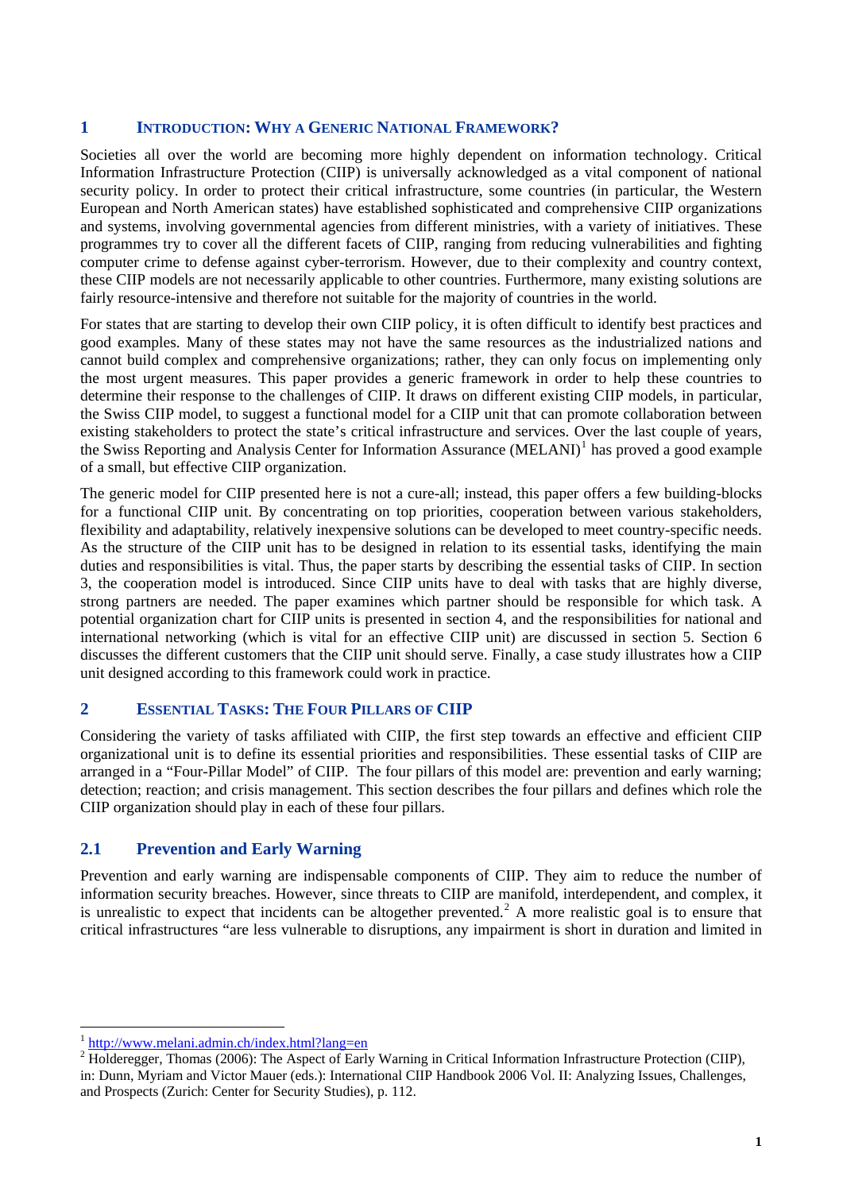# 1 INTRODUCTION: WHY A GENERIC NATIONAL FRAMEWORK?

Societies all over the world are becoming more highly dependent on information technology. Critical Information Infrastructure Protection (CIIP) is universally acknowledged as a vital component of national security policy. In order to protect their critical infrastructure, some countries (in particular, the Western European and North American states) have established sophisticated and comprehensive CIIP organizations and systems, involving governmental agencies from different ministries, with a variety of initiatives. These programmes try to cover all the different facets of CIIP, ranging from reducing vulnerabilities and fighting computer crime to defense against cyber-terrorism. However, due to their complexity and country context, these CIIP models are not necessarily applicable to other countries. Furthermore, many existing solutions are fairly resource-intensive and therefore not suitable for the majority of countries in the world.

For states that are starting to develop their own CIIP policy, it is often difficult to identify best practices and good examples. Many of these states may not have the same resources as the industrialized nations and cannot build complex and comprehensive organizations; rather, they can only focus on implementing only the most urgent measures. This paper provides a generic framework in order to help these countries to determine their response to the challenges of CIIP. It draws on different existing CIIP models, in particular, the Swiss CIIP model, to suggest a functional model for a CIIP unit that can promote collaboration between existing stakeholders to protect the state's critical infrastructure and services. Over the last couple of years, the Swiss Reporting and Analysis Center for Information Assurance (MELANI)[1] has proved a good example of a small, but effective CIIP organization.

The generic model for CIIP presented here is not a cure-all; instead, this paper offers a few building-blocks for a functional CIIP unit. By concentrating on top priorities, cooperation between various stakeholders, flexibility and adaptability, relatively inexpensive solutions can be developed to meet country-specific needs. As the structure of the CIIP unit has to be designed in relation to its essential tasks, identifying the main duties and responsibilities is vital. Thus, the paper starts by describing the essential tasks of CIIP. In section 3, the cooperation model is introduced. Since CIIP units have to deal with tasks that are highly diverse, strong partners are needed. The paper examines which partner should be responsible for which task. A potential organization chart for CIIP units is presented in section 4, and the responsibilities for national and international networking (which is vital for an effective CIIP unit) are discussed in section 5. Section 6 discusses the different customers that the CIIP unit should serve. Finally, a case study illustrates how a CIIP unit designed according to this framework could work in practice.

# 2 ESSENTIAL TASKS: THE FOUR PILLARS OF CIIP

Considering the variety of tasks affiliated with CIIP, the first step towards an effective and efficient CIIP organizational unit is to define its essential priorities and responsibilities. These essential tasks of CIIP are arranged in a "Four-Pillar Model" of CIIP. The four pillars of this model are: prevention and early warning; detection; reaction; and crisis management. This section describes the four pillars and defines which role the CIIP organization should play in each of these four pillars.

## 2.1 Prevention and Early Warning

Prevention and early warning are indispensable components of CIIP. They aim to reduce the number of information security breaches. However, since threats to CIIP are manifold, interdependent, and complex, it is unrealistic to expect that incidents can be altogether prevented.[2] A more realistic goal is to ensure that critical infrastructures "are less vulnerable to disruptions, any impairment is short in duration and limited in

---

[1] http://www.melani.admin.ch/index.html?lang=en

[2] Holderegger, Thomas (2006): The Aspect of Early Warning in Critical Information Infrastructure Protection (CIIP), in: Dunn, Myriam and Victor Mauer (eds.): International CIIP Handbook 2006 Vol. II: Analyzing Issues, Challenges, and Prospects (Zurich: Center for Security Studies), p. 112.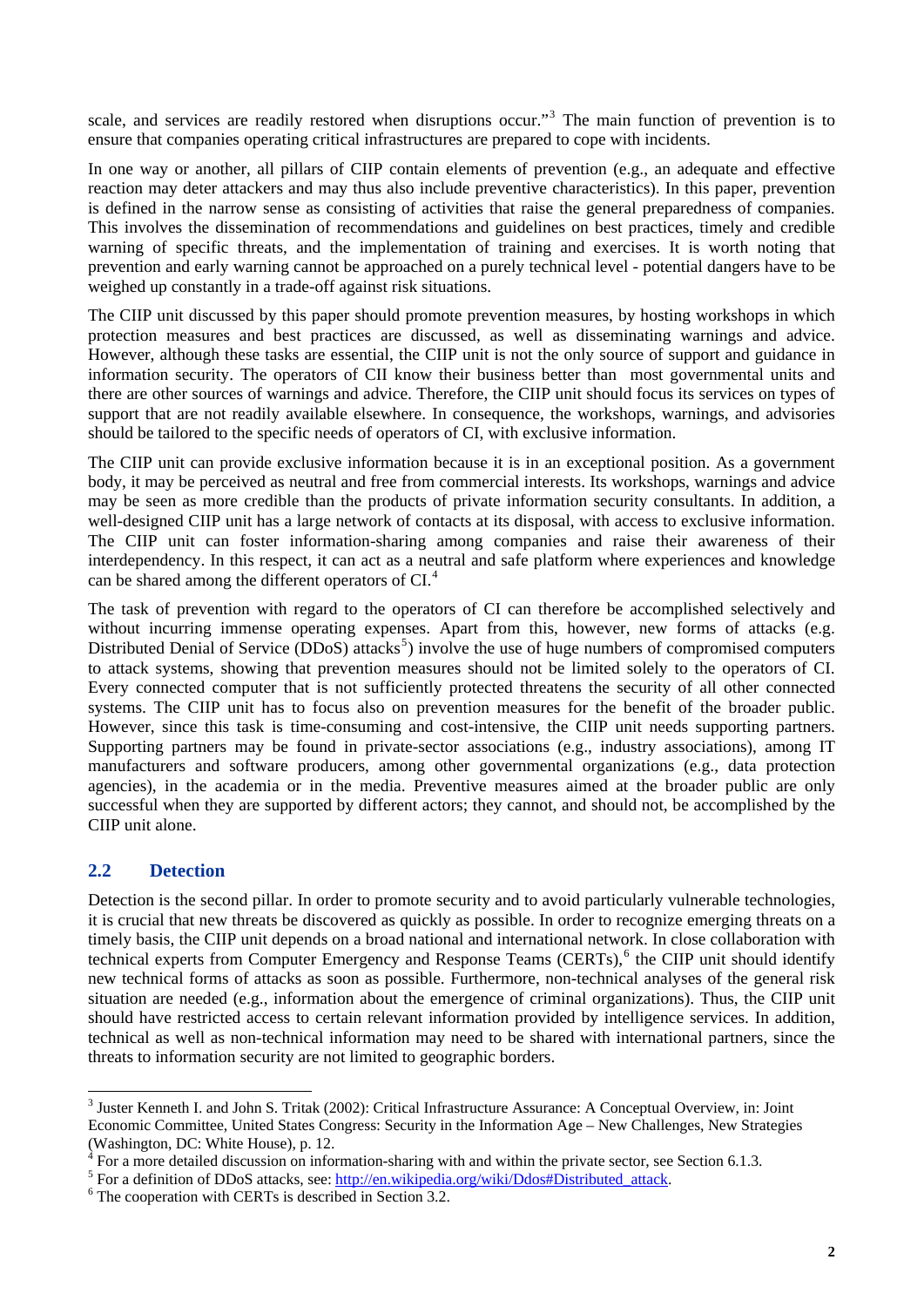scale, and services are readily restored when disruptions occur."[3] The main function of prevention is to ensure that companies operating critical infrastructures are prepared to cope with incidents.

In one way or another, all pillars of CIIP contain elements of prevention (e.g., an adequate and effective reaction may deter attackers and may thus also include preventive characteristics). In this paper, prevention is defined in the narrow sense as consisting of activities that raise the general preparedness of companies. This involves the dissemination of recommendations and guidelines on best practices, timely and credible warning of specific threats, and the implementation of training and exercises. It is worth noting that prevention and early warning cannot be approached on a purely technical level - potential dangers have to be weighed up constantly in a trade-off against risk situations.

The CIIP unit discussed by this paper should promote prevention measures, by hosting workshops in which protection measures and best practices are discussed, as well as disseminating warnings and advice. However, although these tasks are essential, the CIIP unit is not the only source of support and guidance in information security. The operators of CII know their business better than most governmental units and there are other sources of warnings and advice. Therefore, the CIIP unit should focus its services on types of support that are not readily available elsewhere. In consequence, the workshops, warnings, and advisories should be tailored to the specific needs of operators of CI, with exclusive information.

The CIIP unit can provide exclusive information because it is in an exceptional position. As a government body, it may be perceived as neutral and free from commercial interests. Its workshops, warnings and advice may be seen as more credible than the products of private information security consultants. In addition, a well-designed CIIP unit has a large network of contacts at its disposal, with access to exclusive information. The CIIP unit can foster information-sharing among companies and raise their awareness of their interdependency. In this respect, it can act as a neutral and safe platform where experiences and knowledge can be shared among the different operators of CI.[4]

The task of prevention with regard to the operators of CI can therefore be accomplished selectively and without incurring immense operating expenses. Apart from this, however, new forms of attacks (e.g. Distributed Denial of Service (DDoS) attacks[5]) involve the use of huge numbers of compromised computers to attack systems, showing that prevention measures should not be limited solely to the operators of CI. Every connected computer that is not sufficiently protected threatens the security of all other connected systems. The CIIP unit has to focus also on prevention measures for the benefit of the broader public. However, since this task is time-consuming and cost-intensive, the CIIP unit needs supporting partners. Supporting partners may be found in private-sector associations (e.g., industry associations), among IT manufacturers and software producers, among other governmental organizations (e.g., data protection agencies), in the academia or in the media. Preventive measures aimed at the broader public are only successful when they are supported by different actors; they cannot, and should not, be accomplished by the CIIP unit alone.

## 2.2 Detection

Detection is the second pillar. In order to promote security and to avoid particularly vulnerable technologies, it is crucial that new threats be discovered as quickly as possible. In order to recognize emerging threats on a timely basis, the CIIP unit depends on a broad national and international network. In close collaboration with technical experts from Computer Emergency and Response Teams (CERTs),[6] the CIIP unit should identify new technical forms of attacks as soon as possible. Furthermore, non-technical analyses of the general risk situation are needed (e.g., information about the emergence of criminal organizations). Thus, the CIIP unit should have restricted access to certain relevant information provided by intelligence services. In addition, technical as well as non-technical information may need to be shared with international partners, since the threats to information security are not limited to geographic borders.

---

[3] Juster Kenneth I. and John S. Tritak (2002): Critical Infrastructure Assurance: A Conceptual Overview, in: Joint Economic Committee, United States Congress: Security in the Information Age – New Challenges, New Strategies (Washington, DC: White House), p. 12.

[4] For a more detailed discussion on information-sharing with and within the private sector, see Section 6.1.3.

[5] For a definition of DDoS attacks, see: http://en.wikipedia.org/wiki/Ddos#Distributed_attack.

[6] The cooperation with CERTs is described in Section 3.2.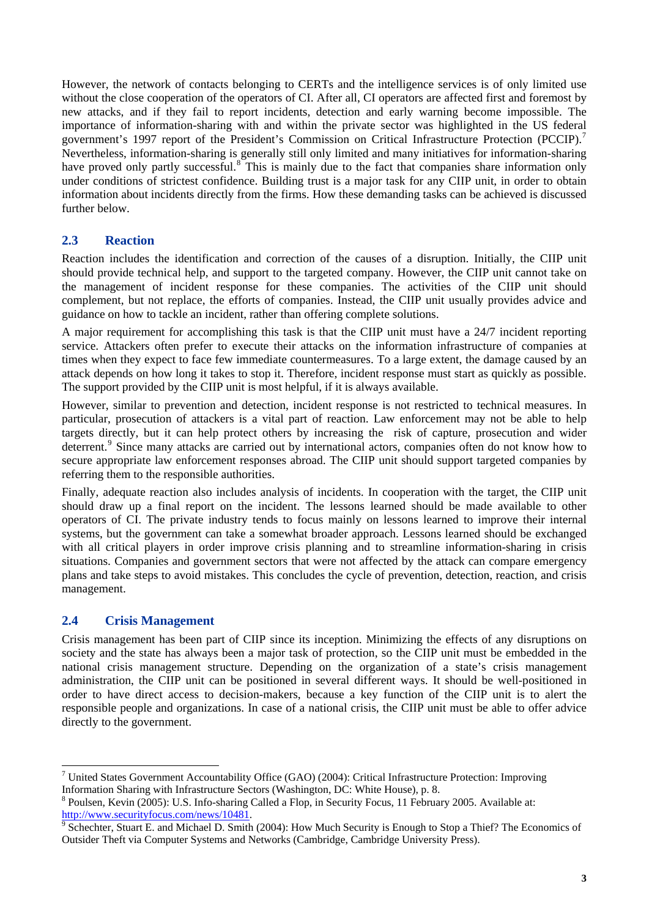However, the network of contacts belonging to CERTs and the intelligence services is of only limited use without the close cooperation of the operators of CI. After all, CI operators are affected first and foremost by new attacks, and if they fail to report incidents, detection and early warning become impossible. The importance of information-sharing with and within the private sector was highlighted in the US federal government's 1997 report of the President's Commission on Critical Infrastructure Protection (PCCIP).[7] Nevertheless, information-sharing is generally still only limited and many initiatives for information-sharing have proved only partly successful.[8] This is mainly due to the fact that companies share information only under conditions of strictest confidence. Building trust is a major task for any CIIP unit, in order to obtain information about incidents directly from the firms. How these demanding tasks can be achieved is discussed further below.

## 2.3 Reaction

Reaction includes the identification and correction of the causes of a disruption. Initially, the CIIP unit should provide technical help, and support to the targeted company. However, the CIIP unit cannot take on the management of incident response for these companies. The activities of the CIIP unit should complement, but not replace, the efforts of companies. Instead, the CIIP unit usually provides advice and guidance on how to tackle an incident, rather than offering complete solutions.

A major requirement for accomplishing this task is that the CIIP unit must have a 24/7 incident reporting service. Attackers often prefer to execute their attacks on the information infrastructure of companies at times when they expect to face few immediate countermeasures. To a large extent, the damage caused by an attack depends on how long it takes to stop it. Therefore, incident response must start as quickly as possible. The support provided by the CIIP unit is most helpful, if it is always available.

However, similar to prevention and detection, incident response is not restricted to technical measures. In particular, prosecution of attackers is a vital part of reaction. Law enforcement may not be able to help targets directly, but it can help protect others by increasing the risk of capture, prosecution and wider deterrent.[9] Since many attacks are carried out by international actors, companies often do not know how to secure appropriate law enforcement responses abroad. The CIIP unit should support targeted companies by referring them to the responsible authorities.

Finally, adequate reaction also includes analysis of incidents. In cooperation with the target, the CIIP unit should draw up a final report on the incident. The lessons learned should be made available to other operators of CI. The private industry tends to focus mainly on lessons learned to improve their internal systems, but the government can take a somewhat broader approach. Lessons learned should be exchanged with all critical players in order improve crisis planning and to streamline information-sharing in crisis situations. Companies and government sectors that were not affected by the attack can compare emergency plans and take steps to avoid mistakes. This concludes the cycle of prevention, detection, reaction, and crisis management.

## 2.4 Crisis Management

Crisis management has been part of CIIP since its inception. Minimizing the effects of any disruptions on society and the state has always been a major task of protection, so the CIIP unit must be embedded in the national crisis management structure. Depending on the organization of a state's crisis management administration, the CIIP unit can be positioned in several different ways. It should be well-positioned in order to have direct access to decision-makers, because a key function of the CIIP unit is to alert the responsible people and organizations. In case of a national crisis, the CIIP unit must be able to offer advice directly to the government.

---

[7] United States Government Accountability Office (GAO) (2004): Critical Infrastructure Protection: Improving Information Sharing with Infrastructure Sectors (Washington, DC: White House), p. 8.

[8] Poulsen, Kevin (2005): U.S. Info-sharing Called a Flop, in Security Focus, 11 February 2005. Available at: http://www.securityfocus.com/news/10481.

[9] Schechter, Stuart E. and Michael D. Smith (2004): How Much Security is Enough to Stop a Thief? The Economics of Outsider Theft via Computer Systems and Networks (Cambridge, Cambridge University Press).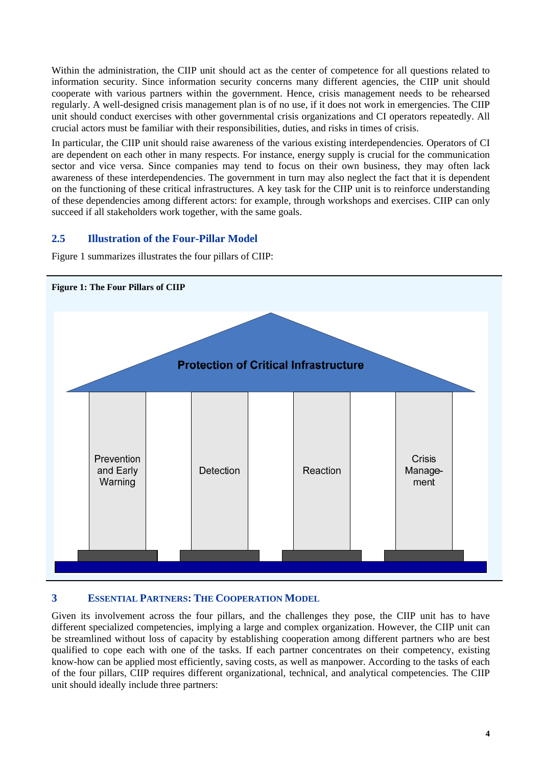Within the administration, the CIIP unit should act as the center of competence for all questions related to information security. Since information security concerns many different agencies, the CIIP unit should cooperate with various partners within the government. Hence, crisis management needs to be rehearsed regularly. A well-designed crisis management plan is of no use, if it does not work in emergencies. The CIIP unit should conduct exercises with other governmental crisis organizations and CI operators repeatedly. All crucial actors must be familiar with their responsibilities, duties, and risks in times of crisis.

In particular, the CIIP unit should raise awareness of the various existing interdependencies. Operators of CI are dependent on each other in many respects. For instance, energy supply is crucial for the communication sector and vice versa. Since companies may tend to focus on their own business, they may often lack awareness of these interdependencies. The government in turn may also neglect the fact that it is dependent on the functioning of these critical infrastructures. A key task for the CIIP unit is to reinforce understanding of these dependencies among different actors: for example, through workshops and exercises. CIIP can only succeed if all stakeholders work together, with the same goals.

### 2.5 Illustration of the Four-Pillar Model

Figure 1 summarizes illustrates the four pillars of CIIP:

**Figure 1: The Four Pillars of CIIP**

Protection of Critical Infrastructure

| Prevention and Early Warning | Detection | Reaction | Crisis Management |
|---|---|---|---|

## 3 Essential Partners: The Cooperation Model

Given its involvement across the four pillars, and the challenges they pose, the CIIP unit has to have different specialized competencies, implying a large and complex organization. However, the CIIP unit can be streamlined without loss of capacity by establishing cooperation among different partners who are best qualified to cope each with one of the tasks. If each partner concentrates on their competency, existing know-how can be applied most efficiently, saving costs, as well as manpower. According to the tasks of each of the four pillars, CIIP requires different organizational, technical, and analytical competencies. The CIIP unit should ideally include three partners: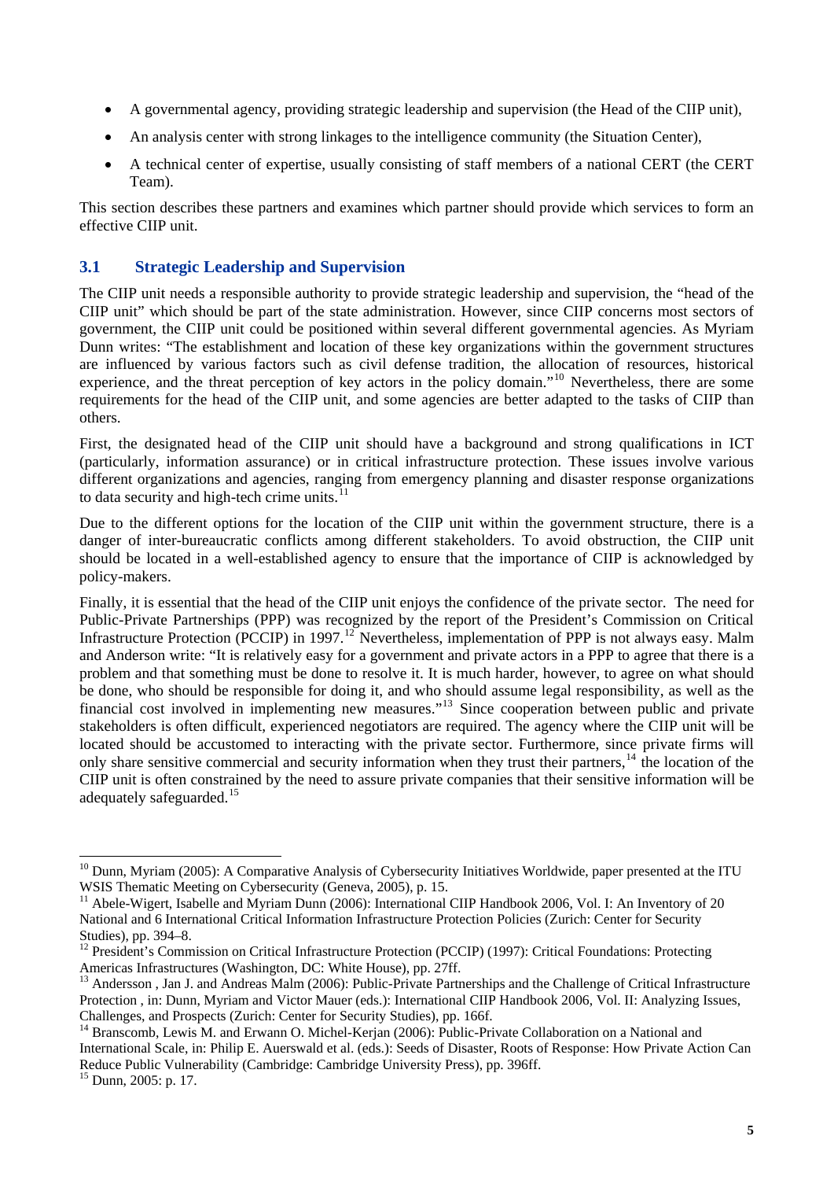- A governmental agency, providing strategic leadership and supervision (the Head of the CIIP unit),
- An analysis center with strong linkages to the intelligence community (the Situation Center),
- A technical center of expertise, usually consisting of staff members of a national CERT (the CERT Team).

This section describes these partners and examines which partner should provide which services to form an effective CIIP unit.

## 3.1 Strategic Leadership and Supervision

The CIIP unit needs a responsible authority to provide strategic leadership and supervision, the "head of the CIIP unit" which should be part of the state administration. However, since CIIP concerns most sectors of government, the CIIP unit could be positioned within several different governmental agencies. As Myriam Dunn writes: "The establishment and location of these key organizations within the government structures are influenced by various factors such as civil defense tradition, the allocation of resources, historical experience, and the threat perception of key actors in the policy domain."[10] Nevertheless, there are some requirements for the head of the CIIP unit, and some agencies are better adapted to the tasks of CIIP than others.

First, the designated head of the CIIP unit should have a background and strong qualifications in ICT (particularly, information assurance) or in critical infrastructure protection. These issues involve various different organizations and agencies, ranging from emergency planning and disaster response organizations to data security and high-tech crime units.[11]

Due to the different options for the location of the CIIP unit within the government structure, there is a danger of inter-bureaucratic conflicts among different stakeholders. To avoid obstruction, the CIIP unit should be located in a well-established agency to ensure that the importance of CIIP is acknowledged by policy-makers.

Finally, it is essential that the head of the CIIP unit enjoys the confidence of the private sector. The need for Public-Private Partnerships (PPP) was recognized by the report of the President's Commission on Critical Infrastructure Protection (PCCIP) in 1997.[12] Nevertheless, implementation of PPP is not always easy. Malm and Anderson write: "It is relatively easy for a government and private actors in a PPP to agree that there is a problem and that something must be done to resolve it. It is much harder, however, to agree on what should be done, who should be responsible for doing it, and who should assume legal responsibility, as well as the financial cost involved in implementing new measures."[13] Since cooperation between public and private stakeholders is often difficult, experienced negotiators are required. The agency where the CIIP unit will be located should be accustomed to interacting with the private sector. Furthermore, since private firms will only share sensitive commercial and security information when they trust their partners,[14] the location of the CIIP unit is often constrained by the need to assure private companies that their sensitive information will be adequately safeguarded.[15]

---

[10] Dunn, Myriam (2005): A Comparative Analysis of Cybersecurity Initiatives Worldwide, paper presented at the ITU WSIS Thematic Meeting on Cybersecurity (Geneva, 2005), p. 15.

[11] Abele-Wigert, Isabelle and Myriam Dunn (2006): International CIIP Handbook 2006, Vol. I: An Inventory of 20 National and 6 International Critical Information Infrastructure Protection Policies (Zurich: Center for Security Studies), pp. 394–8.

[12] President's Commission on Critical Infrastructure Protection (PCCIP) (1997): Critical Foundations: Protecting Americas Infrastructures (Washington, DC: White House), pp. 27ff.

[13] Andersson , Jan J. and Andreas Malm (2006): Public-Private Partnerships and the Challenge of Critical Infrastructure Protection , in: Dunn, Myriam and Victor Mauer (eds.): International CIIP Handbook 2006, Vol. II: Analyzing Issues, Challenges, and Prospects (Zurich: Center for Security Studies), pp. 166f.

[14] Branscomb, Lewis M. and Erwann O. Michel-Kerjan (2006): Public-Private Collaboration on a National and International Scale, in: Philip E. Auerswald et al. (eds.): Seeds of Disaster, Roots of Response: How Private Action Can Reduce Public Vulnerability (Cambridge: Cambridge University Press), pp. 396ff.

[15] Dunn, 2005: p. 17.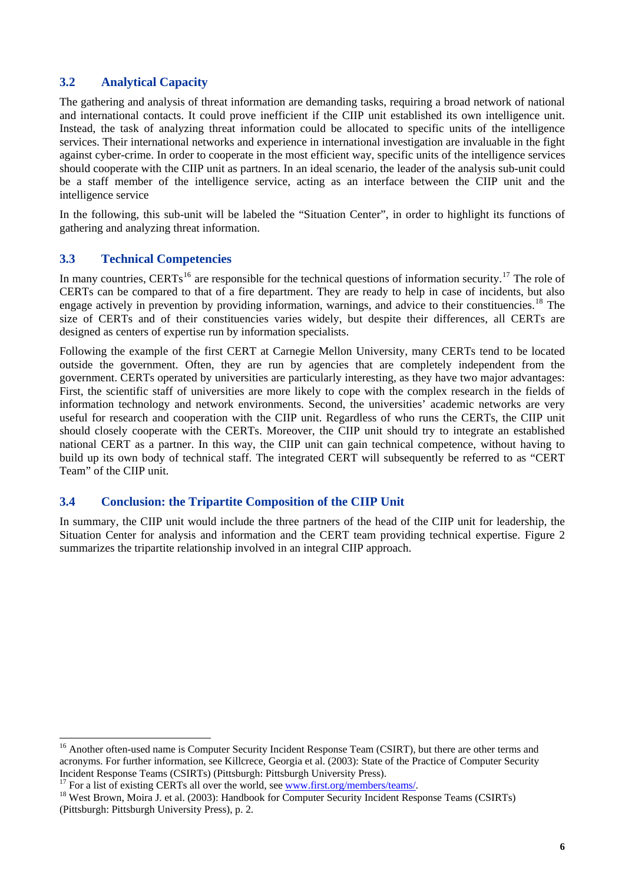## 3.2 Analytical Capacity

The gathering and analysis of threat information are demanding tasks, requiring a broad network of national and international contacts. It could prove inefficient if the CIIP unit established its own intelligence unit. Instead, the task of analyzing threat information could be allocated to specific units of the intelligence services. Their international networks and experience in international investigation are invaluable in the fight against cyber-crime. In order to cooperate in the most efficient way, specific units of the intelligence services should cooperate with the CIIP unit as partners. In an ideal scenario, the leader of the analysis sub-unit could be a staff member of the intelligence service, acting as an interface between the CIIP unit and the intelligence service

In the following, this sub-unit will be labeled the "Situation Center", in order to highlight its functions of gathering and analyzing threat information.

## 3.3 Technical Competencies

In many countries, CERTs[16] are responsible for the technical questions of information security.[17] The role of CERTs can be compared to that of a fire department. They are ready to help in case of incidents, but also engage actively in prevention by providing information, warnings, and advice to their constituencies.[18] The size of CERTs and of their constituencies varies widely, but despite their differences, all CERTs are designed as centers of expertise run by information specialists.

Following the example of the first CERT at Carnegie Mellon University, many CERTs tend to be located outside the government. Often, they are run by agencies that are completely independent from the government. CERTs operated by universities are particularly interesting, as they have two major advantages: First, the scientific staff of universities are more likely to cope with the complex research in the fields of information technology and network environments. Second, the universities' academic networks are very useful for research and cooperation with the CIIP unit. Regardless of who runs the CERTs, the CIIP unit should closely cooperate with the CERTs. Moreover, the CIIP unit should try to integrate an established national CERT as a partner. In this way, the CIIP unit can gain technical competence, without having to build up its own body of technical staff. The integrated CERT will subsequently be referred to as "CERT Team" of the CIIP unit.

## 3.4 Conclusion: the Tripartite Composition of the CIIP Unit

In summary, the CIIP unit would include the three partners of the head of the CIIP unit for leadership, the Situation Center for analysis and information and the CERT team providing technical expertise. Figure 2 summarizes the tripartite relationship involved in an integral CIIP approach.

---

[16] Another often-used name is Computer Security Incident Response Team (CSIRT), but there are other terms and acronyms. For further information, see Killcrece, Georgia et al. (2003): State of the Practice of Computer Security Incident Response Teams (CSIRTs) (Pittsburgh: Pittsburgh University Press).

[17] For a list of existing CERTs all over the world, see www.first.org/members/teams/.

[18] West Brown, Moira J. et al. (2003): Handbook for Computer Security Incident Response Teams (CSIRTs) (Pittsburgh: Pittsburgh University Press), p. 2.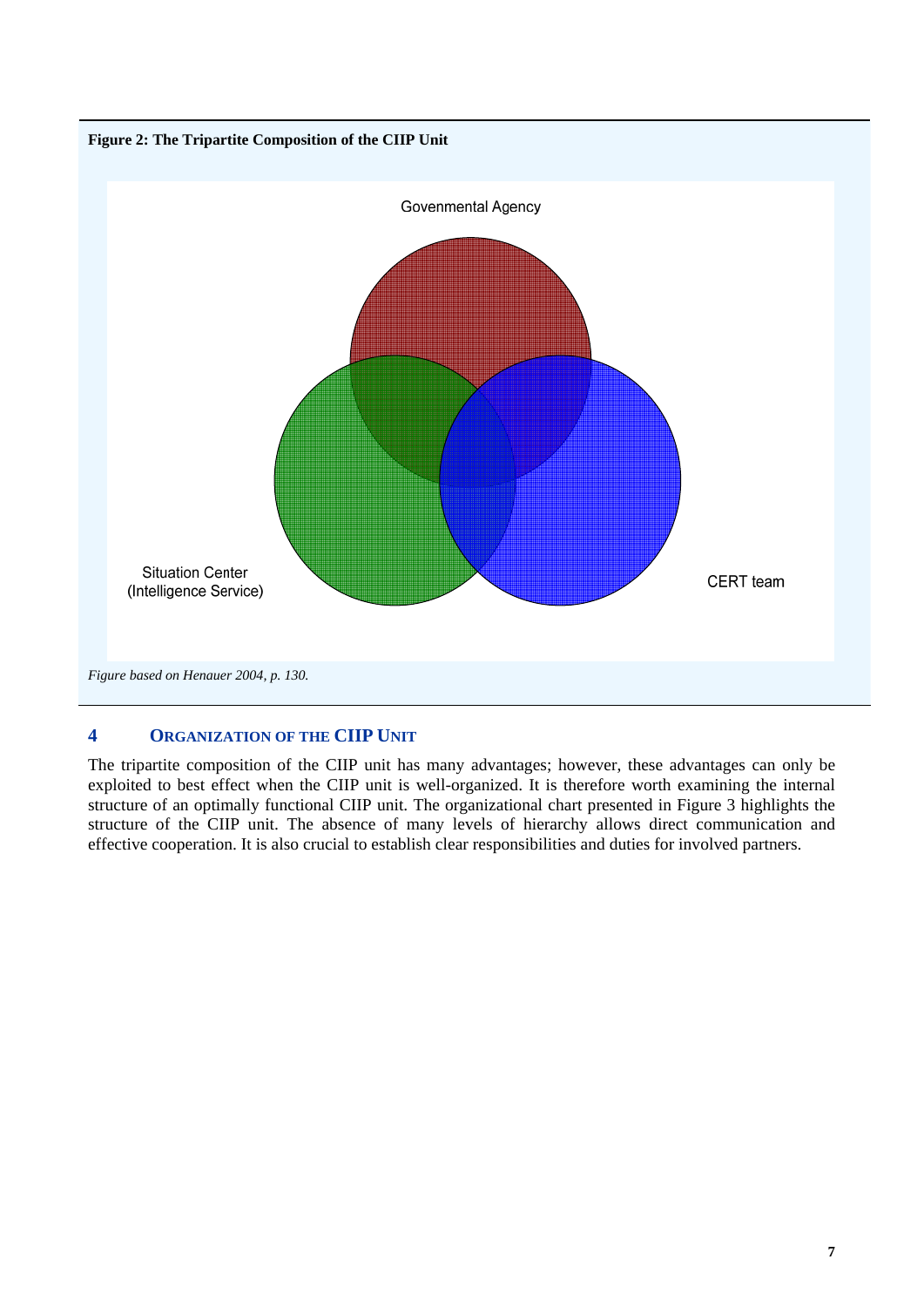**Figure 2: The Tripartite Composition of the CIIP Unit**

*Figure based on Henauer 2004, p. 130.*

## 4 ORGANIZATION OF THE CIIP UNIT

The tripartite composition of the CIIP unit has many advantages; however, these advantages can only be exploited to best effect when the CIIP unit is well-organized. It is therefore worth examining the internal structure of an optimally functional CIIP unit. The organizational chart presented in Figure 3 highlights the structure of the CIIP unit. The absence of many levels of hierarchy allows direct communication and effective cooperation. It is also crucial to establish clear responsibilities and duties for involved partners.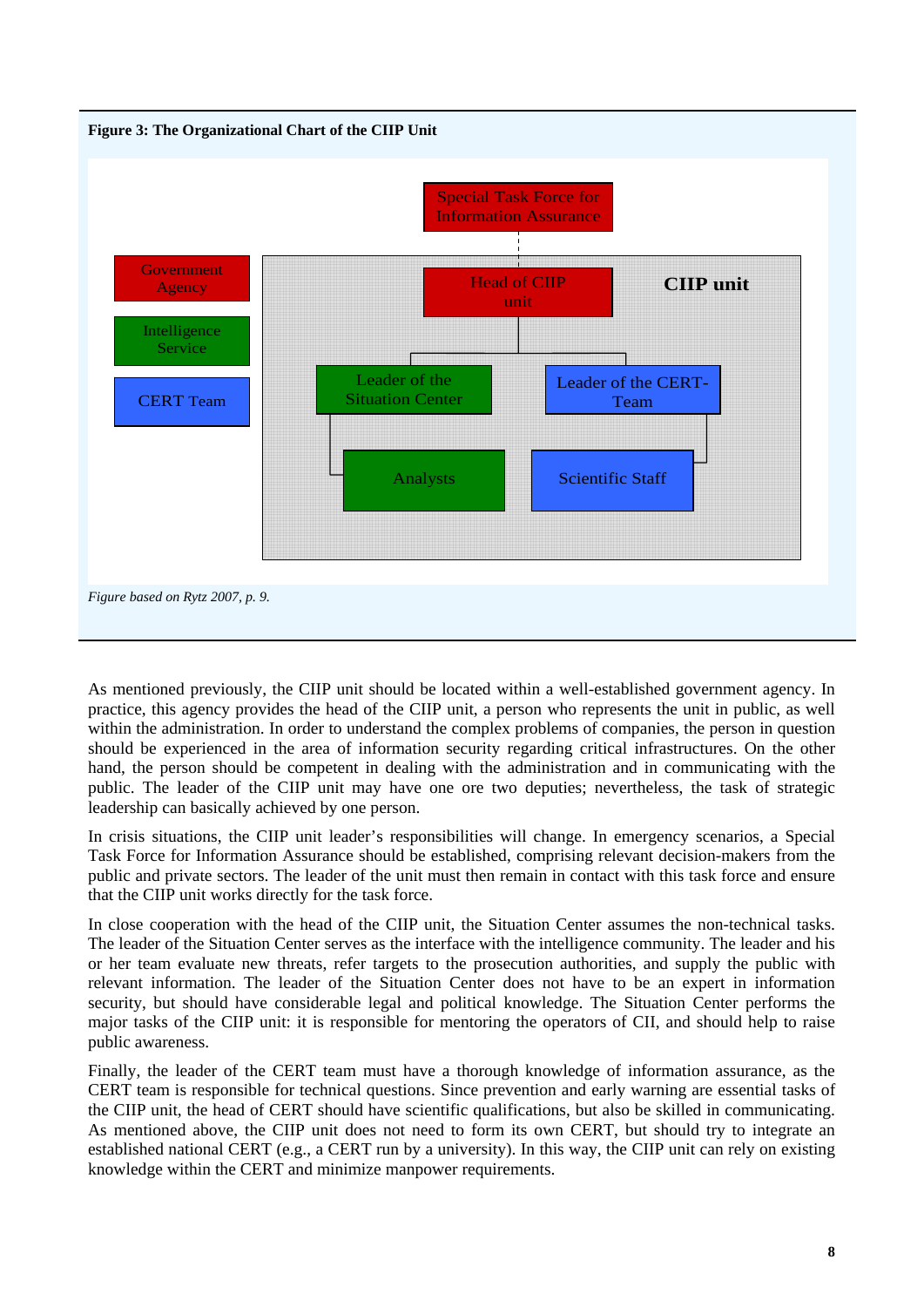**Figure 3: The Organizational Chart of the CIIP Unit**

Special Task Force for Information Assurance

Government Agency

Intelligence Service

CERT Team

**CIIP unit**

Head of CIIP unit

Leader of the Situation Center

Leader of the CERT-Team

Analysts

Scientific Staff

*Figure based on Rytz 2007, p. 9.*

As mentioned previously, the CIIP unit should be located within a well-established government agency. In practice, this agency provides the head of the CIIP unit, a person who represents the unit in public, as well within the administration. In order to understand the complex problems of companies, the person in question should be experienced in the area of information security regarding critical infrastructures. On the other hand, the person should be competent in dealing with the administration and in communicating with the public. The leader of the CIIP unit may have one ore two deputies; nevertheless, the task of strategic leadership can basically achieved by one person.

In crisis situations, the CIIP unit leader's responsibilities will change. In emergency scenarios, a Special Task Force for Information Assurance should be established, comprising relevant decision-makers from the public and private sectors. The leader of the unit must then remain in contact with this task force and ensure that the CIIP unit works directly for the task force.

In close cooperation with the head of the CIIP unit, the Situation Center assumes the non-technical tasks. The leader of the Situation Center serves as the interface with the intelligence community. The leader and his or her team evaluate new threats, refer targets to the prosecution authorities, and supply the public with relevant information. The leader of the Situation Center does not have to be an expert in information security, but should have considerable legal and political knowledge. The Situation Center performs the major tasks of the CIIP unit: it is responsible for mentoring the operators of CII, and should help to raise public awareness.

Finally, the leader of the CERT team must have a thorough knowledge of information assurance, as the CERT team is responsible for technical questions. Since prevention and early warning are essential tasks of the CIIP unit, the head of CERT should have scientific qualifications, but also be skilled in communicating. As mentioned above, the CIIP unit does not need to form its own CERT, but should try to integrate an established national CERT (e.g., a CERT run by a university). In this way, the CIIP unit can rely on existing knowledge within the CERT and minimize manpower requirements.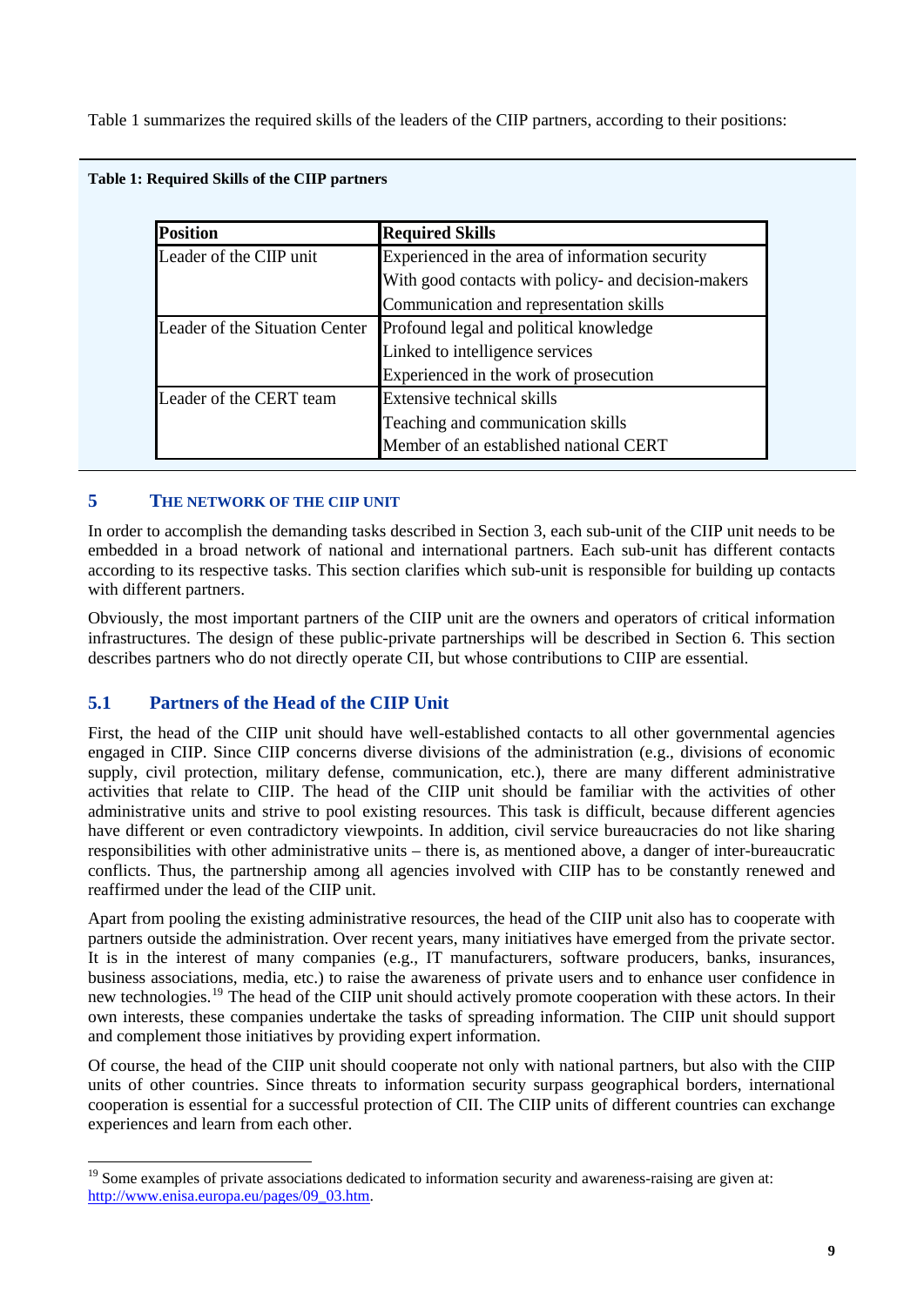Table 1 summarizes the required skills of the leaders of the CIIP partners, according to their positions:

**Table 1: Required Skills of the CIIP partners**

| Position | Required Skills |
|---|---|
| Leader of the CIIP unit | Experienced in the area of information security |
| | With good contacts with policy- and decision-makers |
| | Communication and representation skills |
| Leader of the Situation Center | Profound legal and political knowledge |
| | Linked to intelligence services |
| | Experienced in the work of prosecution |
| Leader of the CERT team | Extensive technical skills |
| | Teaching and communication skills |
| | Member of an established national CERT |

## 5 THE NETWORK OF THE CIIP UNIT

In order to accomplish the demanding tasks described in Section 3, each sub-unit of the CIIP unit needs to be embedded in a broad network of national and international partners. Each sub-unit has different contacts according to its respective tasks. This section clarifies which sub-unit is responsible for building up contacts with different partners.

Obviously, the most important partners of the CIIP unit are the owners and operators of critical information infrastructures. The design of these public-private partnerships will be described in Section 6. This section describes partners who do not directly operate CII, but whose contributions to CIIP are essential.

### 5.1 Partners of the Head of the CIIP Unit

First, the head of the CIIP unit should have well-established contacts to all other governmental agencies engaged in CIIP. Since CIIP concerns diverse divisions of the administration (e.g., divisions of economic supply, civil protection, military defense, communication, etc.), there are many different administrative activities that relate to CIIP. The head of the CIIP unit should be familiar with the activities of other administrative units and strive to pool existing resources. This task is difficult, because different agencies have different or even contradictory viewpoints. In addition, civil service bureaucracies do not like sharing responsibilities with other administrative units – there is, as mentioned above, a danger of inter-bureaucratic conflicts. Thus, the partnership among all agencies involved with CIIP has to be constantly renewed and reaffirmed under the lead of the CIIP unit.

Apart from pooling the existing administrative resources, the head of the CIIP unit also has to cooperate with partners outside the administration. Over recent years, many initiatives have emerged from the private sector. It is in the interest of many companies (e.g., IT manufacturers, software producers, banks, insurances, business associations, media, etc.) to raise the awareness of private users and to enhance user confidence in new technologies.[19] The head of the CIIP unit should actively promote cooperation with these actors. In their own interests, these companies undertake the tasks of spreading information. The CIIP unit should support and complement those initiatives by providing expert information.

Of course, the head of the CIIP unit should cooperate not only with national partners, but also with the CIIP units of other countries. Since threats to information security surpass geographical borders, international cooperation is essential for a successful protection of CII. The CIIP units of different countries can exchange experiences and learn from each other.

[19] Some examples of private associations dedicated to information security and awareness-raising are given at: http://www.enisa.europa.eu/pages/09_03.htm.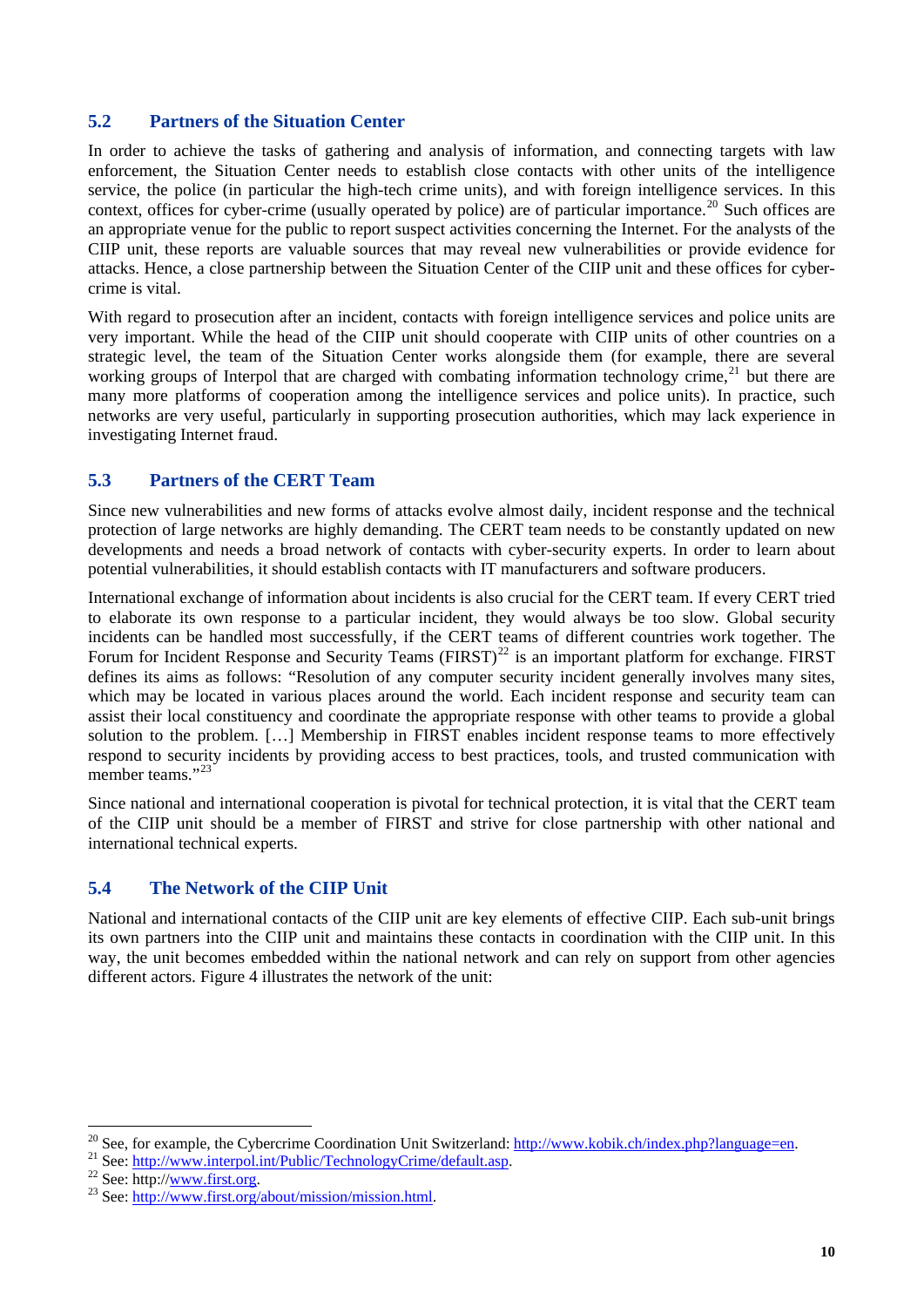## 5.2 Partners of the Situation Center

In order to achieve the tasks of gathering and analysis of information, and connecting targets with law enforcement, the Situation Center needs to establish close contacts with other units of the intelligence service, the police (in particular the high-tech crime units), and with foreign intelligence services. In this context, offices for cyber-crime (usually operated by police) are of particular importance.[20] Such offices are an appropriate venue for the public to report suspect activities concerning the Internet. For the analysts of the CIIP unit, these reports are valuable sources that may reveal new vulnerabilities or provide evidence for attacks. Hence, a close partnership between the Situation Center of the CIIP unit and these offices for cyber-crime is vital.

With regard to prosecution after an incident, contacts with foreign intelligence services and police units are very important. While the head of the CIIP unit should cooperate with CIIP units of other countries on a strategic level, the team of the Situation Center works alongside them (for example, there are several working groups of Interpol that are charged with combating information technology crime,[21] but there are many more platforms of cooperation among the intelligence services and police units). In practice, such networks are very useful, particularly in supporting prosecution authorities, which may lack experience in investigating Internet fraud.

## 5.3 Partners of the CERT Team

Since new vulnerabilities and new forms of attacks evolve almost daily, incident response and the technical protection of large networks are highly demanding. The CERT team needs to be constantly updated on new developments and needs a broad network of contacts with cyber-security experts. In order to learn about potential vulnerabilities, it should establish contacts with IT manufacturers and software producers.

International exchange of information about incidents is also crucial for the CERT team. If every CERT tried to elaborate its own response to a particular incident, they would always be too slow. Global security incidents can be handled most successfully, if the CERT teams of different countries work together. The Forum for Incident Response and Security Teams (FIRST)[22] is an important platform for exchange. FIRST defines its aims as follows: "Resolution of any computer security incident generally involves many sites, which may be located in various places around the world. Each incident response and security team can assist their local constituency and coordinate the appropriate response with other teams to provide a global solution to the problem. […] Membership in FIRST enables incident response teams to more effectively respond to security incidents by providing access to best practices, tools, and trusted communication with member teams."[23]

Since national and international cooperation is pivotal for technical protection, it is vital that the CERT team of the CIIP unit should be a member of FIRST and strive for close partnership with other national and international technical experts.

## 5.4 The Network of the CIIP Unit

National and international contacts of the CIIP unit are key elements of effective CIIP. Each sub-unit brings its own partners into the CIIP unit and maintains these contacts in coordination with the CIIP unit. In this way, the unit becomes embedded within the national network and can rely on support from other agencies different actors. Figure 4 illustrates the network of the unit:

---

[20] See, for example, the Cybercrime Coordination Unit Switzerland: http://www.kobik.ch/index.php?language=en.

[21] See: http://www.interpol.int/Public/TechnologyCrime/default.asp.

[22] See: http://www.first.org.

[23] See: http://www.first.org/about/mission/mission.html.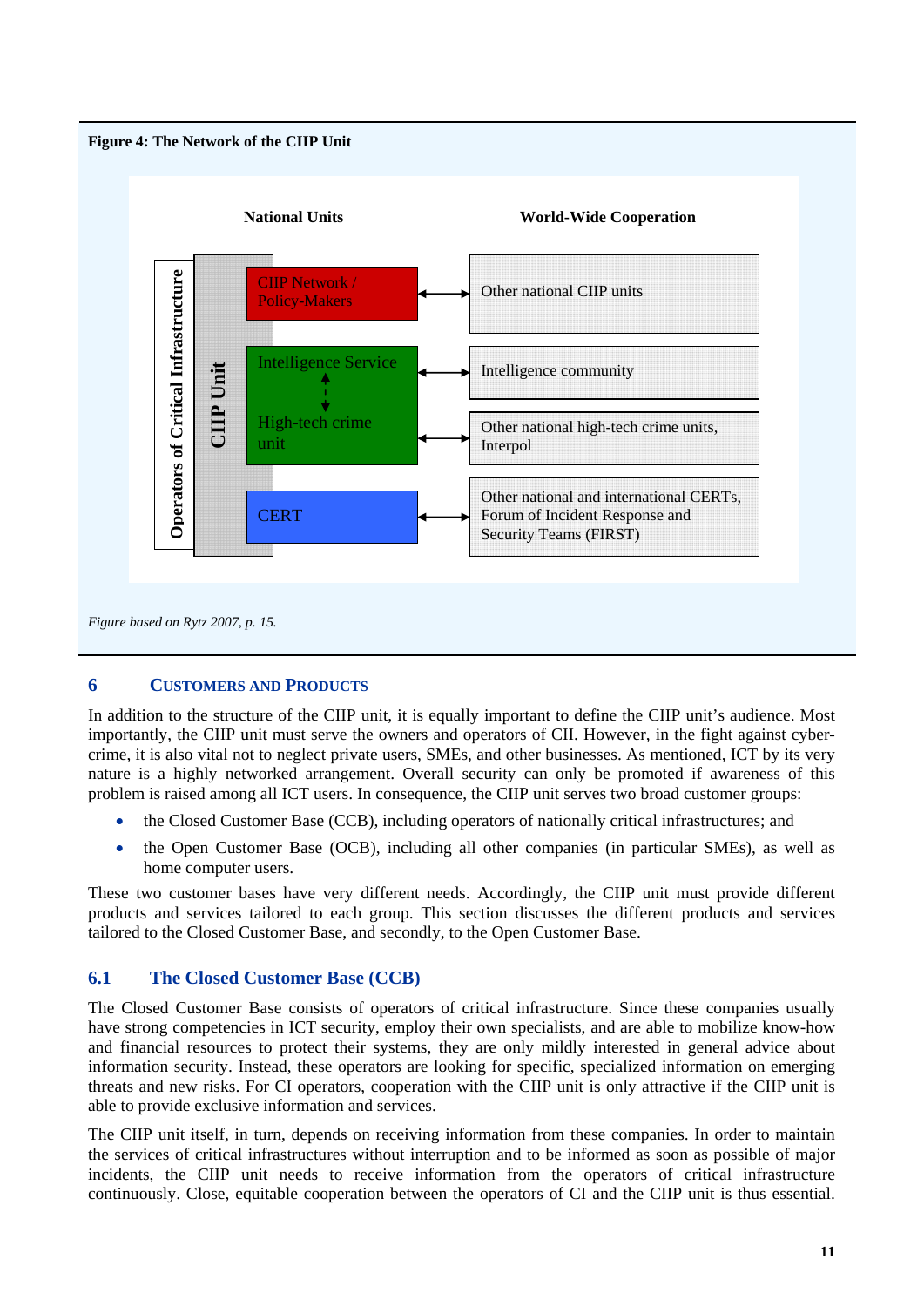**Figure 4: The Network of the CIIP Unit**

| National Units | | World-Wide Cooperation |
|---|---|---|
| Operators of Critical Infrastructure / CIIP Unit | CIIP Network / Policy-Makers | Other national CIIP units |
| | Intelligence Service | Intelligence community |
| | High-tech crime unit | Other national high-tech crime units, Interpol |
| | CERT | Other national and international CERTs, Forum of Incident Response and Security Teams (FIRST) |

*Figure based on Rytz 2007, p. 15.*

## 6 Customers and Products

In addition to the structure of the CIIP unit, it is equally important to define the CIIP unit's audience. Most importantly, the CIIP unit must serve the owners and operators of CII. However, in the fight against cyber-crime, it is also vital not to neglect private users, SMEs, and other businesses. As mentioned, ICT by its very nature is a highly networked arrangement. Overall security can only be promoted if awareness of this problem is raised among all ICT users. In consequence, the CIIP unit serves two broad customer groups:

- the Closed Customer Base (CCB), including operators of nationally critical infrastructures; and
- the Open Customer Base (OCB), including all other companies (in particular SMEs), as well as home computer users.

These two customer bases have very different needs. Accordingly, the CIIP unit must provide different products and services tailored to each group. This section discusses the different products and services tailored to the Closed Customer Base, and secondly, to the Open Customer Base.

### 6.1 The Closed Customer Base (CCB)

The Closed Customer Base consists of operators of critical infrastructure. Since these companies usually have strong competencies in ICT security, employ their own specialists, and are able to mobilize know-how and financial resources to protect their systems, they are only mildly interested in general advice about information security. Instead, these operators are looking for specific, specialized information on emerging threats and new risks. For CI operators, cooperation with the CIIP unit is only attractive if the CIIP unit is able to provide exclusive information and services.

The CIIP unit itself, in turn, depends on receiving information from these companies. In order to maintain the services of critical infrastructures without interruption and to be informed as soon as possible of major incidents, the CIIP unit needs to receive information from the operators of critical infrastructure continuously. Close, equitable cooperation between the operators of CI and the CIIP unit is thus essential.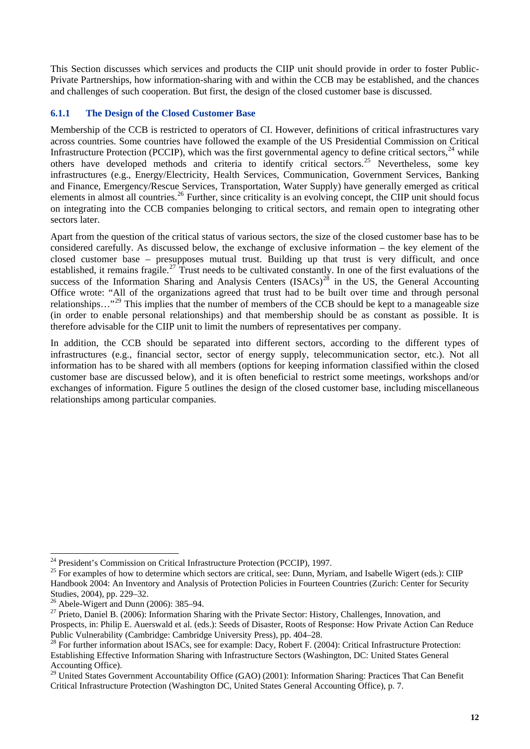This Section discusses which services and products the CIIP unit should provide in order to foster Public-Private Partnerships, how information-sharing with and within the CCB may be established, and the chances and challenges of such cooperation. But first, the design of the closed customer base is discussed.

### 6.1.1 The Design of the Closed Customer Base

Membership of the CCB is restricted to operators of CI. However, definitions of critical infrastructures vary across countries. Some countries have followed the example of the US Presidential Commission on Critical Infrastructure Protection (PCCIP), which was the first governmental agency to define critical sectors,[24] while others have developed methods and criteria to identify critical sectors.[25] Nevertheless, some key infrastructures (e.g., Energy/Electricity, Health Services, Communication, Government Services, Banking and Finance, Emergency/Rescue Services, Transportation, Water Supply) have generally emerged as critical elements in almost all countries.[26] Further, since criticality is an evolving concept, the CIIP unit should focus on integrating into the CCB companies belonging to critical sectors, and remain open to integrating other sectors later.

Apart from the question of the critical status of various sectors, the size of the closed customer base has to be considered carefully. As discussed below, the exchange of exclusive information – the key element of the closed customer base – presupposes mutual trust. Building up that trust is very difficult, and once established, it remains fragile.[27] Trust needs to be cultivated constantly. In one of the first evaluations of the success of the Information Sharing and Analysis Centers (ISACs)[28] in the US, the General Accounting Office wrote: "All of the organizations agreed that trust had to be built over time and through personal relationships…"[29] This implies that the number of members of the CCB should be kept to a manageable size (in order to enable personal relationships) and that membership should be as constant as possible. It is therefore advisable for the CIIP unit to limit the numbers of representatives per company.

In addition, the CCB should be separated into different sectors, according to the different types of infrastructures (e.g., financial sector, sector of energy supply, telecommunication sector, etc.). Not all information has to be shared with all members (options for keeping information classified within the closed customer base are discussed below), and it is often beneficial to restrict some meetings, workshops and/or exchanges of information. Figure 5 outlines the design of the closed customer base, including miscellaneous relationships among particular companies.

---

[24] President's Commission on Critical Infrastructure Protection (PCCIP), 1997.

[25] For examples of how to determine which sectors are critical, see: Dunn, Myriam, and Isabelle Wigert (eds.): CIIP Handbook 2004: An Inventory and Analysis of Protection Policies in Fourteen Countries (Zurich: Center for Security Studies, 2004), pp. 229–32.

[26] Abele-Wigert and Dunn (2006): 385–94.

[27] Prieto, Daniel B. (2006): Information Sharing with the Private Sector: History, Challenges, Innovation, and Prospects, in: Philip E. Auerswald et al. (eds.): Seeds of Disaster, Roots of Response: How Private Action Can Reduce Public Vulnerability (Cambridge: Cambridge University Press), pp. 404–28.

[28] For further information about ISACs, see for example: Dacy, Robert F. (2004): Critical Infrastructure Protection: Establishing Effective Information Sharing with Infrastructure Sectors (Washington, DC: United States General Accounting Office).

[29] United States Government Accountability Office (GAO) (2001): Information Sharing: Practices That Can Benefit Critical Infrastructure Protection (Washington DC, United States General Accounting Office), p. 7.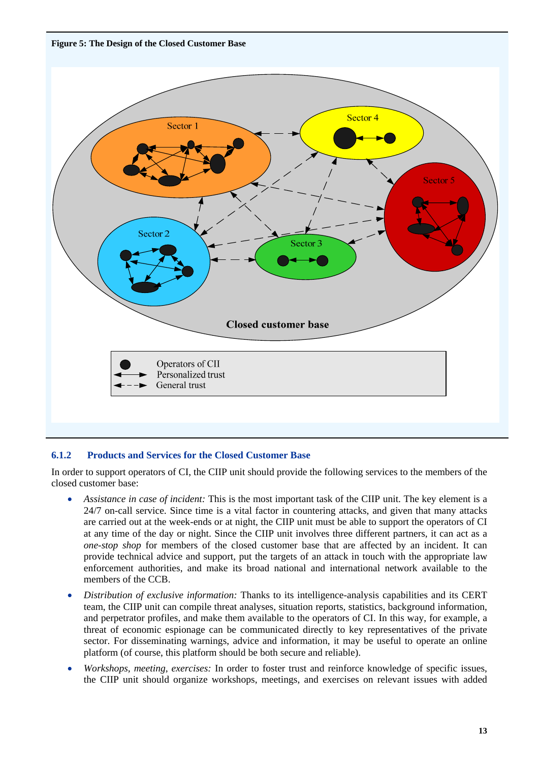**Figure 5: The Design of the Closed Customer Base**

### 6.1.2 Products and Services for the Closed Customer Base

In order to support operators of CI, the CIIP unit should provide the following services to the members of the closed customer base:

- *Assistance in case of incident:* This is the most important task of the CIIP unit. The key element is a 24/7 on-call service. Since time is a vital factor in countering attacks, and given that many attacks are carried out at the week-ends or at night, the CIIP unit must be able to support the operators of CI at any time of the day or night. Since the CIIP unit involves three different partners, it can act as a *one-stop shop* for members of the closed customer base that are affected by an incident. It can provide technical advice and support, put the targets of an attack in touch with the appropriate law enforcement authorities, and make its broad national and international network available to the members of the CCB.
- *Distribution of exclusive information:* Thanks to its intelligence-analysis capabilities and its CERT team, the CIIP unit can compile threat analyses, situation reports, statistics, background information, and perpetrator profiles, and make them available to the operators of CI. In this way, for example, a threat of economic espionage can be communicated directly to key representatives of the private sector. For disseminating warnings, advice and information, it may be useful to operate an online platform (of course, this platform should be both secure and reliable).
- *Workshops, meeting, exercises:* In order to foster trust and reinforce knowledge of specific issues, the CIIP unit should organize workshops, meetings, and exercises on relevant issues with added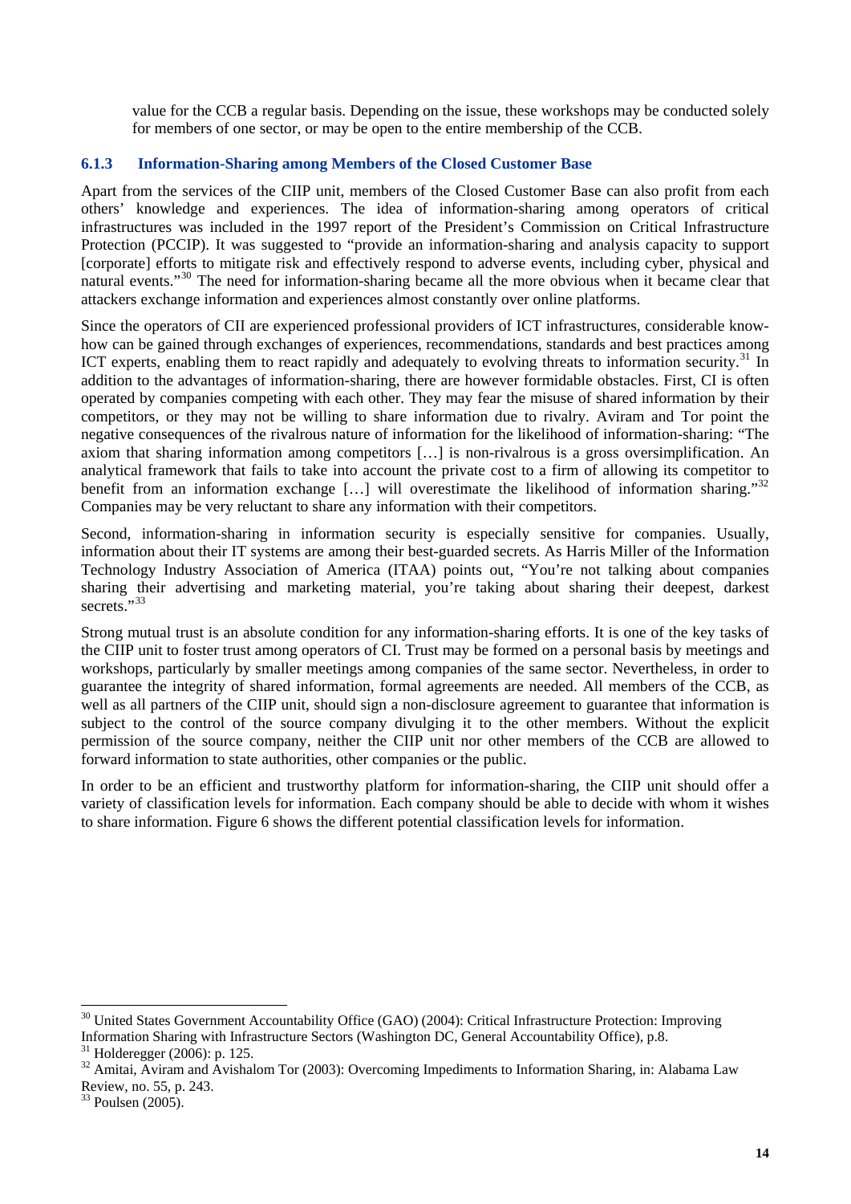value for the CCB a regular basis. Depending on the issue, these workshops may be conducted solely for members of one sector, or may be open to the entire membership of the CCB.

### 6.1.3 Information-Sharing among Members of the Closed Customer Base

Apart from the services of the CIIP unit, members of the Closed Customer Base can also profit from each others' knowledge and experiences. The idea of information-sharing among operators of critical infrastructures was included in the 1997 report of the President's Commission on Critical Infrastructure Protection (PCCIP). It was suggested to "provide an information-sharing and analysis capacity to support [corporate] efforts to mitigate risk and effectively respond to adverse events, including cyber, physical and natural events."[30] The need for information-sharing became all the more obvious when it became clear that attackers exchange information and experiences almost constantly over online platforms.

Since the operators of CII are experienced professional providers of ICT infrastructures, considerable know-how can be gained through exchanges of experiences, recommendations, standards and best practices among ICT experts, enabling them to react rapidly and adequately to evolving threats to information security.[31] In addition to the advantages of information-sharing, there are however formidable obstacles. First, CI is often operated by companies competing with each other. They may fear the misuse of shared information by their competitors, or they may not be willing to share information due to rivalry. Aviram and Tor point the negative consequences of the rivalrous nature of information for the likelihood of information-sharing: "The axiom that sharing information among competitors […] is non-rivalrous is a gross oversimplification. An analytical framework that fails to take into account the private cost to a firm of allowing its competitor to benefit from an information exchange […] will overestimate the likelihood of information sharing."[32] Companies may be very reluctant to share any information with their competitors.

Second, information-sharing in information security is especially sensitive for companies. Usually, information about their IT systems are among their best-guarded secrets. As Harris Miller of the Information Technology Industry Association of America (ITAA) points out, "You're not talking about companies sharing their advertising and marketing material, you're taking about sharing their deepest, darkest secrets."[33]

Strong mutual trust is an absolute condition for any information-sharing efforts. It is one of the key tasks of the CIIP unit to foster trust among operators of CI. Trust may be formed on a personal basis by meetings and workshops, particularly by smaller meetings among companies of the same sector. Nevertheless, in order to guarantee the integrity of shared information, formal agreements are needed. All members of the CCB, as well as all partners of the CIIP unit, should sign a non-disclosure agreement to guarantee that information is subject to the control of the source company divulging it to the other members. Without the explicit permission of the source company, neither the CIIP unit nor other members of the CCB are allowed to forward information to state authorities, other companies or the public.

In order to be an efficient and trustworthy platform for information-sharing, the CIIP unit should offer a variety of classification levels for information. Each company should be able to decide with whom it wishes to share information. Figure 6 shows the different potential classification levels for information.

---

[30] United States Government Accountability Office (GAO) (2004): Critical Infrastructure Protection: Improving Information Sharing with Infrastructure Sectors (Washington DC, General Accountability Office), p.8.

[31] Holderegger (2006): p. 125.

[32] Amitai, Aviram and Avishalom Tor (2003): Overcoming Impediments to Information Sharing, in: Alabama Law Review, no. 55, p. 243.

[33] Poulsen (2005).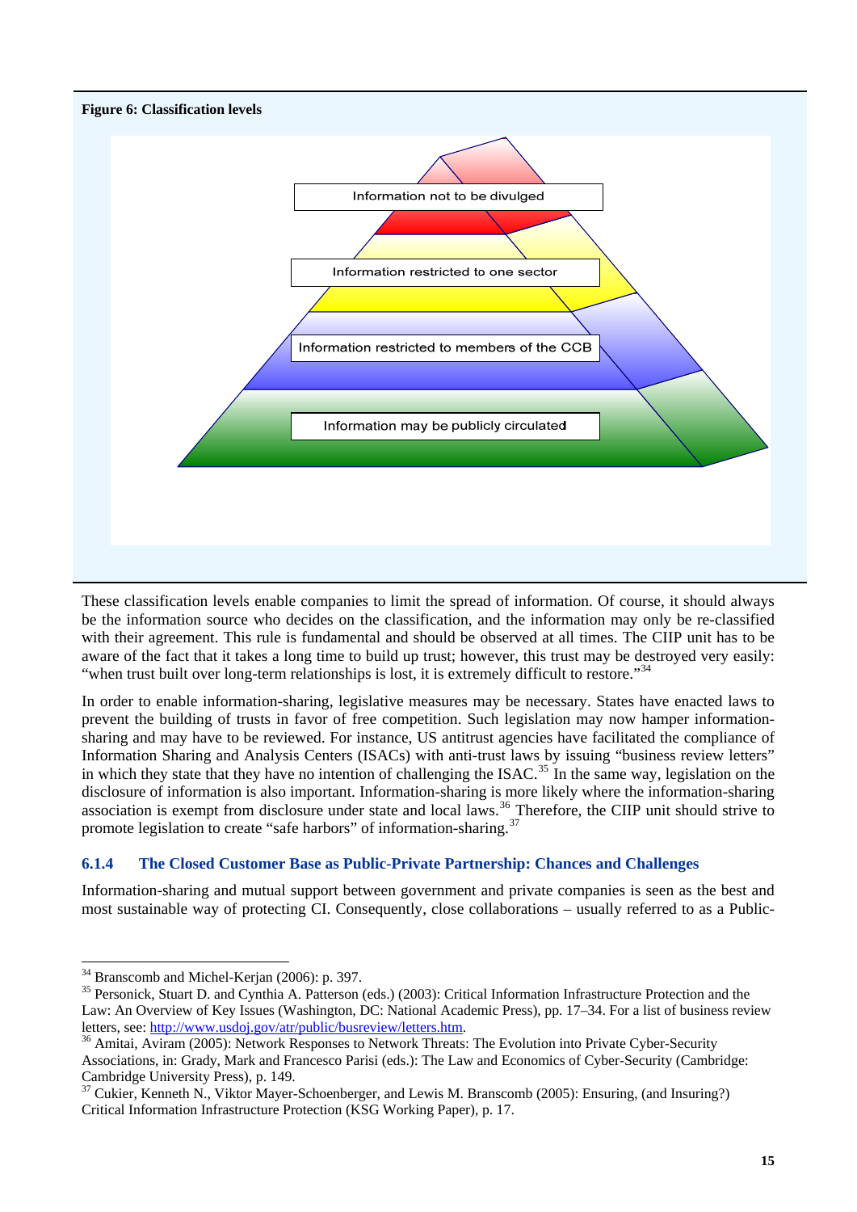**Figure 6: Classification levels**

Information not to be divulged

Information restricted to one sector

Information restricted to members of the CCB

Information may be publicly circulated

These classification levels enable companies to limit the spread of information. Of course, it should always be the information source who decides on the classification, and the information may only be re-classified with their agreement. This rule is fundamental and should be observed at all times. The CIIP unit has to be aware of the fact that it takes a long time to build up trust; however, this trust may be destroyed very easily: "when trust built over long-term relationships is lost, it is extremely difficult to restore."[34]

In order to enable information-sharing, legislative measures may be necessary. States have enacted laws to prevent the building of trusts in favor of free competition. Such legislation may now hamper information-sharing and may have to be reviewed. For instance, US antitrust agencies have facilitated the compliance of Information Sharing and Analysis Centers (ISACs) with anti-trust laws by issuing "business review letters" in which they state that they have no intention of challenging the ISAC.[35] In the same way, legislation on the disclosure of information is also important. Information-sharing is more likely where the information-sharing association is exempt from disclosure under state and local laws.[36] Therefore, the CIIP unit should strive to promote legislation to create "safe harbors" of information-sharing.[37]

### 6.1.4 The Closed Customer Base as Public-Private Partnership: Chances and Challenges

Information-sharing and mutual support between government and private companies is seen as the best and most sustainable way of protecting CI. Consequently, close collaborations – usually referred to as a Public-

---

[34] Branscomb and Michel-Kerjan (2006): p. 397.

[35] Personick, Stuart D. and Cynthia A. Patterson (eds.) (2003): Critical Information Infrastructure Protection and the Law: An Overview of Key Issues (Washington, DC: National Academic Press), pp. 17–34. For a list of business review letters, see: http://www.usdoj.gov/atr/public/busreview/letters.htm.

[36] Amitai, Aviram (2005): Network Responses to Network Threats: The Evolution into Private Cyber-Security Associations, in: Grady, Mark and Francesco Parisi (eds.): The Law and Economics of Cyber-Security (Cambridge: Cambridge University Press), p. 149.

[37] Cukier, Kenneth N., Viktor Mayer-Schoenberger, and Lewis M. Branscomb (2005): Ensuring, (and Insuring?) Critical Information Infrastructure Protection (KSG Working Paper), p. 17.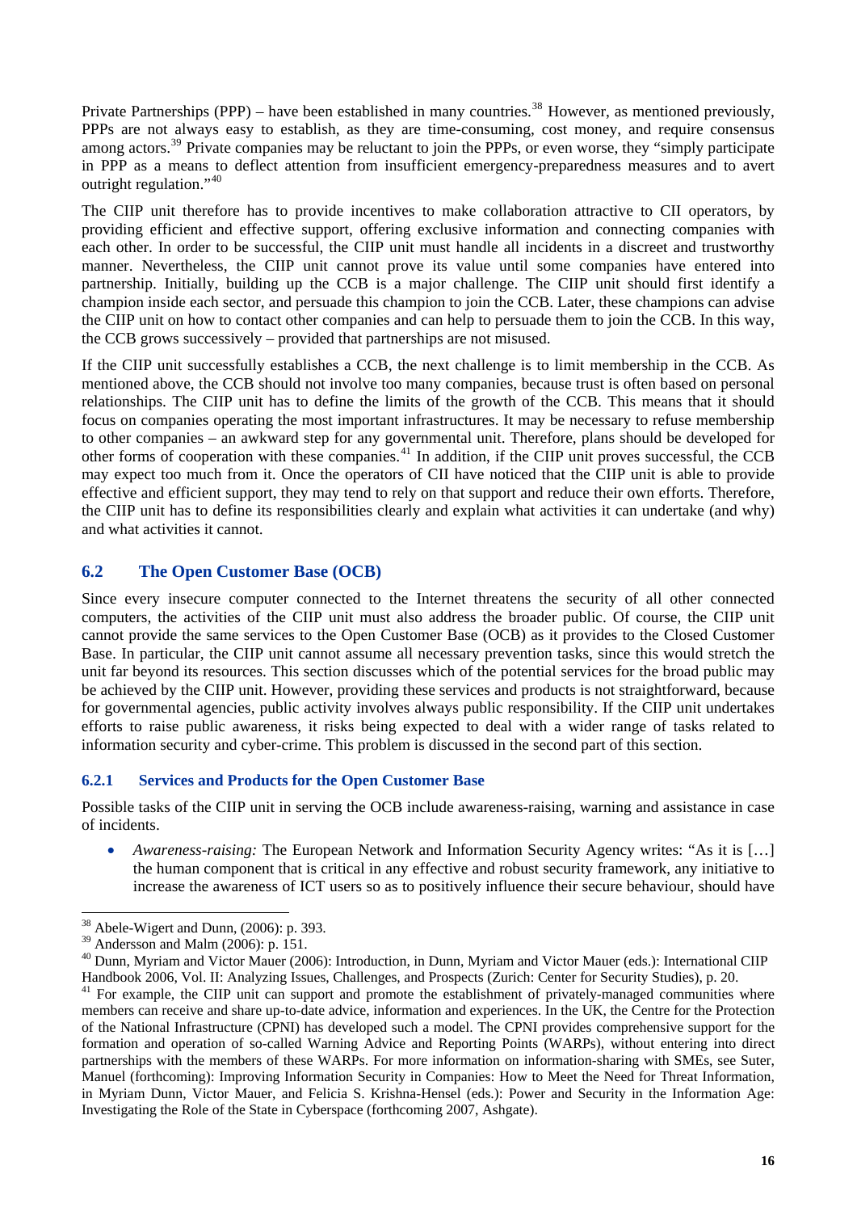Private Partnerships (PPP) – have been established in many countries.[38] However, as mentioned previously, PPPs are not always easy to establish, as they are time-consuming, cost money, and require consensus among actors.[39] Private companies may be reluctant to join the PPPs, or even worse, they "simply participate in PPP as a means to deflect attention from insufficient emergency-preparedness measures and to avert outright regulation."[40]

The CIIP unit therefore has to provide incentives to make collaboration attractive to CII operators, by providing efficient and effective support, offering exclusive information and connecting companies with each other. In order to be successful, the CIIP unit must handle all incidents in a discreet and trustworthy manner. Nevertheless, the CIIP unit cannot prove its value until some companies have entered into partnership. Initially, building up the CCB is a major challenge. The CIIP unit should first identify a champion inside each sector, and persuade this champion to join the CCB. Later, these champions can advise the CIIP unit on how to contact other companies and can help to persuade them to join the CCB. In this way, the CCB grows successively – provided that partnerships are not misused.

If the CIIP unit successfully establishes a CCB, the next challenge is to limit membership in the CCB. As mentioned above, the CCB should not involve too many companies, because trust is often based on personal relationships. The CIIP unit has to define the limits of the growth of the CCB. This means that it should focus on companies operating the most important infrastructures. It may be necessary to refuse membership to other companies – an awkward step for any governmental unit. Therefore, plans should be developed for other forms of cooperation with these companies.[41] In addition, if the CIIP unit proves successful, the CCB may expect too much from it. Once the operators of CII have noticed that the CIIP unit is able to provide effective and efficient support, they may tend to rely on that support and reduce their own efforts. Therefore, the CIIP unit has to define its responsibilities clearly and explain what activities it can undertake (and why) and what activities it cannot.

## 6.2 The Open Customer Base (OCB)

Since every insecure computer connected to the Internet threatens the security of all other connected computers, the activities of the CIIP unit must also address the broader public. Of course, the CIIP unit cannot provide the same services to the Open Customer Base (OCB) as it provides to the Closed Customer Base. In particular, the CIIP unit cannot assume all necessary prevention tasks, since this would stretch the unit far beyond its resources. This section discusses which of the potential services for the broad public may be achieved by the CIIP unit. However, providing these services and products is not straightforward, because for governmental agencies, public activity involves always public responsibility. If the CIIP unit undertakes efforts to raise public awareness, it risks being expected to deal with a wider range of tasks related to information security and cyber-crime. This problem is discussed in the second part of this section.

### 6.2.1 Services and Products for the Open Customer Base

Possible tasks of the CIIP unit in serving the OCB include awareness-raising, warning and assistance in case of incidents.

- *Awareness-raising:* The European Network and Information Security Agency writes: "As it is […] the human component that is critical in any effective and robust security framework, any initiative to increase the awareness of ICT users so as to positively influence their secure behaviour, should have

---

[38] Abele-Wigert and Dunn, (2006): p. 393.

[39] Andersson and Malm (2006): p. 151.

[40] Dunn, Myriam and Victor Mauer (2006): Introduction, in Dunn, Myriam and Victor Mauer (eds.): International CIIP Handbook 2006, Vol. II: Analyzing Issues, Challenges, and Prospects (Zurich: Center for Security Studies), p. 20.

[41] For example, the CIIP unit can support and promote the establishment of privately-managed communities where members can receive and share up-to-date advice, information and experiences. In the UK, the Centre for the Protection of the National Infrastructure (CPNI) has developed such a model. The CPNI provides comprehensive support for the formation and operation of so-called Warning Advice and Reporting Points (WARPs), without entering into direct partnerships with the members of these WARPs. For more information on information-sharing with SMEs, see Suter, Manuel (forthcoming): Improving Information Security in Companies: How to Meet the Need for Threat Information, in Myriam Dunn, Victor Mauer, and Felicia S. Krishna-Hensel (eds.): Power and Security in the Information Age: Investigating the Role of the State in Cyberspace (forthcoming 2007, Ashgate).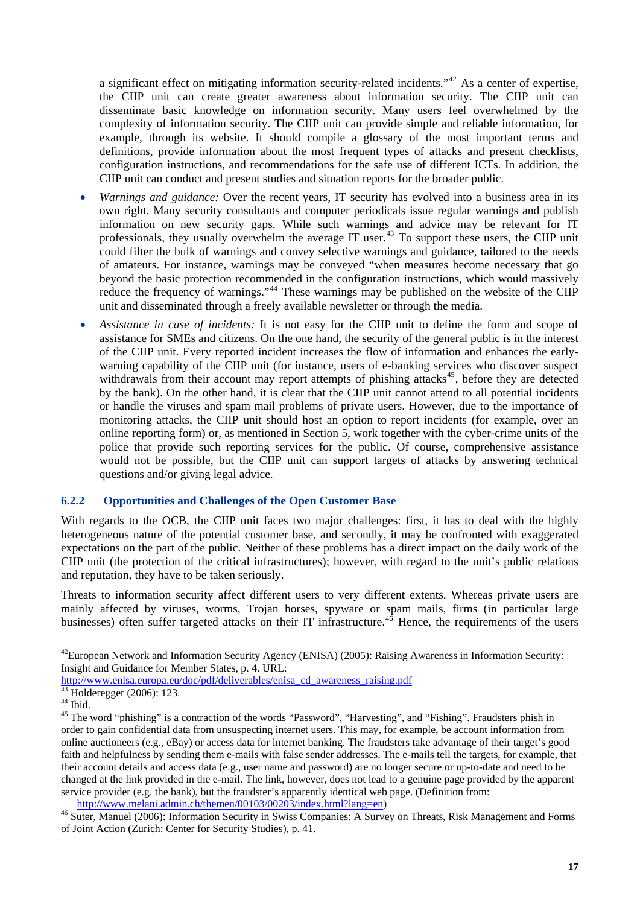a significant effect on mitigating information security-related incidents."[42] As a center of expertise, the CIIP unit can create greater awareness about information security. The CIIP unit can disseminate basic knowledge on information security. Many users feel overwhelmed by the complexity of information security. The CIIP unit can provide simple and reliable information, for example, through its website. It should compile a glossary of the most important terms and definitions, provide information about the most frequent types of attacks and present checklists, configuration instructions, and recommendations for the safe use of different ICTs. In addition, the CIIP unit can conduct and present studies and situation reports for the broader public.

- *Warnings and guidance:* Over the recent years, IT security has evolved into a business area in its own right. Many security consultants and computer periodicals issue regular warnings and publish information on new security gaps. While such warnings and advice may be relevant for IT professionals, they usually overwhelm the average IT user.[43] To support these users, the CIIP unit could filter the bulk of warnings and convey selective warnings and guidance, tailored to the needs of amateurs. For instance, warnings may be conveyed "when measures become necessary that go beyond the basic protection recommended in the configuration instructions, which would massively reduce the frequency of warnings."[44] These warnings may be published on the website of the CIIP unit and disseminated through a freely available newsletter or through the media.
- *Assistance in case of incidents:* It is not easy for the CIIP unit to define the form and scope of assistance for SMEs and citizens. On the one hand, the security of the general public is in the interest of the CIIP unit. Every reported incident increases the flow of information and enhances the early-warning capability of the CIIP unit (for instance, users of e-banking services who discover suspect withdrawals from their account may report attempts of phishing attacks[45], before they are detected by the bank). On the other hand, it is clear that the CIIP unit cannot attend to all potential incidents or handle the viruses and spam mail problems of private users. However, due to the importance of monitoring attacks, the CIIP unit should host an option to report incidents (for example, over an online reporting form) or, as mentioned in Section 5, work together with the cyber-crime units of the police that provide such reporting services for the public. Of course, comprehensive assistance would not be possible, but the CIIP unit can support targets of attacks by answering technical questions and/or giving legal advice.

### 6.2.2 Opportunities and Challenges of the Open Customer Base

With regards to the OCB, the CIIP unit faces two major challenges: first, it has to deal with the highly heterogeneous nature of the potential customer base, and secondly, it may be confronted with exaggerated expectations on the part of the public. Neither of these problems has a direct impact on the daily work of the CIIP unit (the protection of the critical infrastructures); however, with regard to the unit's public relations and reputation, they have to be taken seriously.

Threats to information security affect different users to very different extents. Whereas private users are mainly affected by viruses, worms, Trojan horses, spyware or spam mails, firms (in particular large businesses) often suffer targeted attacks on their IT infrastructure.[46] Hence, the requirements of the users

---

[42] European Network and Information Security Agency (ENISA) (2005): Raising Awareness in Information Security: Insight and Guidance for Member States, p. 4. URL: http://www.enisa.europa.eu/doc/pdf/deliverables/enisa_cd_awareness_raising.pdf

[43] Holderegger (2006): 123.

[44] Ibid.

[45] The word "phishing" is a contraction of the words "Password", "Harvesting", and "Fishing". Fraudsters phish in order to gain confidential data from unsuspecting internet users. This may, for example, be account information from online auctioneers (e.g., eBay) or access data for internet banking. The fraudsters take advantage of their target's good faith and helpfulness by sending them e-mails with false sender addresses. The e-mails tell the targets, for example, that their account details and access data (e.g., user name and password) are no longer secure or up-to-date and need to be changed at the link provided in the e-mail. The link, however, does not lead to a genuine page provided by the apparent service provider (e.g. the bank), but the fraudster's apparently identical web page. (Definition from: http://www.melani.admin.ch/themen/00103/00203/index.html?lang=en)

[46] Suter, Manuel (2006): Information Security in Swiss Companies: A Survey on Threats, Risk Management and Forms of Joint Action (Zurich: Center for Security Studies), p. 41.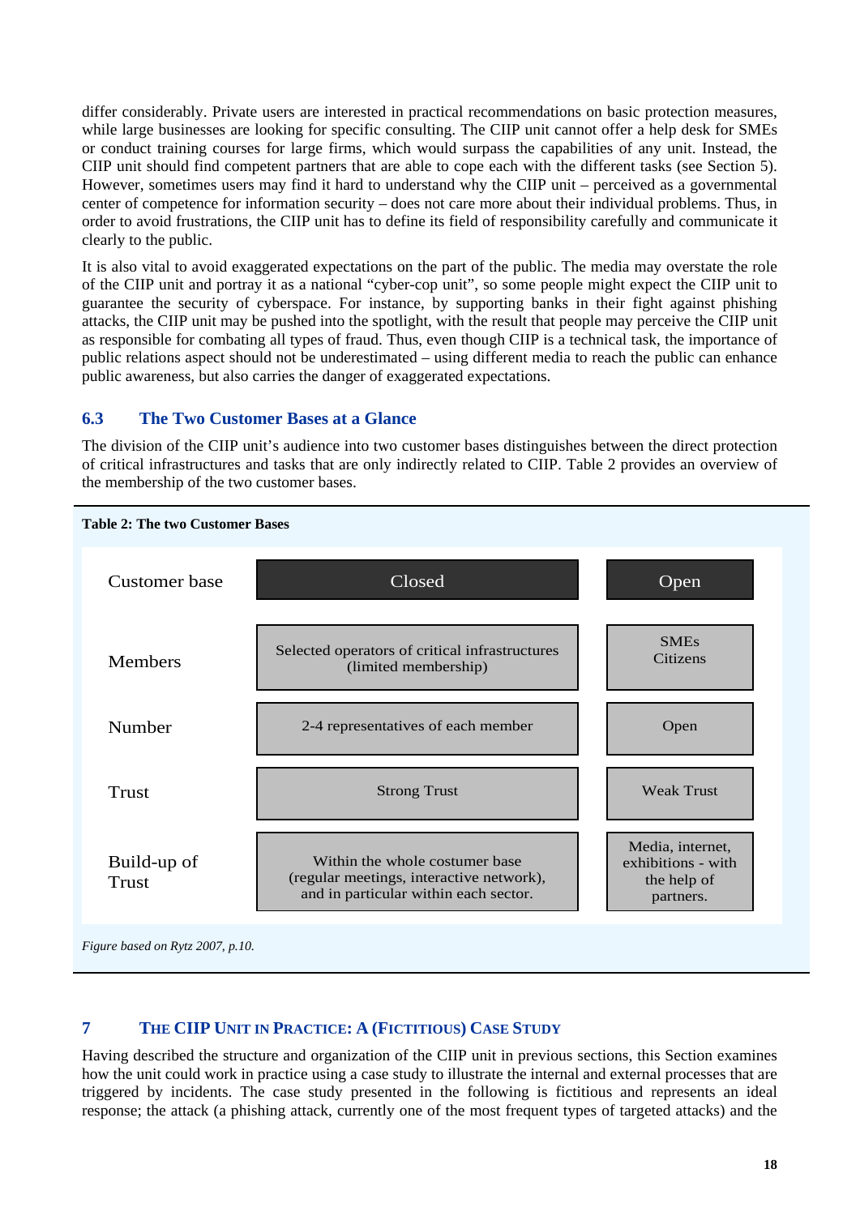differ considerably. Private users are interested in practical recommendations on basic protection measures, while large businesses are looking for specific consulting. The CIIP unit cannot offer a help desk for SMEs or conduct training courses for large firms, which would surpass the capabilities of any unit. Instead, the CIIP unit should find competent partners that are able to cope each with the different tasks (see Section 5). However, sometimes users may find it hard to understand why the CIIP unit – perceived as a governmental center of competence for information security – does not care more about their individual problems. Thus, in order to avoid frustrations, the CIIP unit has to define its field of responsibility carefully and communicate it clearly to the public.

It is also vital to avoid exaggerated expectations on the part of the public. The media may overstate the role of the CIIP unit and portray it as a national "cyber-cop unit", so some people might expect the CIIP unit to guarantee the security of cyberspace. For instance, by supporting banks in their fight against phishing attacks, the CIIP unit may be pushed into the spotlight, with the result that people may perceive the CIIP unit as responsible for combating all types of fraud. Thus, even though CIIP is a technical task, the importance of public relations aspect should not be underestimated – using different media to reach the public can enhance public awareness, but also carries the danger of exaggerated expectations.

## 6.3 The Two Customer Bases at a Glance

The division of the CIIP unit's audience into two customer bases distinguishes between the direct protection of critical infrastructures and tasks that are only indirectly related to CIIP. Table 2 provides an overview of the membership of the two customer bases.

**Table 2: The two Customer Bases**

| Customer base | Closed | Open |
|---|---|---|
| Members | Selected operators of critical infrastructures (limited membership) | SMEs Citizens |
| Number | 2-4 representatives of each member | Open |
| Trust | Strong Trust | Weak Trust |
| Build-up of Trust | Within the whole costumer base (regular meetings, interactive network), and in particular within each sector. | Media, internet, exhibitions - with the help of partners. |

*Figure based on Rytz 2007, p.10.*

# 7 The CIIP Unit in Practice: A (Fictitious) Case Study

Having described the structure and organization of the CIIP unit in previous sections, this Section examines how the unit could work in practice using a case study to illustrate the internal and external processes that are triggered by incidents. The case study presented in the following is fictitious and represents an ideal response; the attack (a phishing attack, currently one of the most frequent types of targeted attacks) and the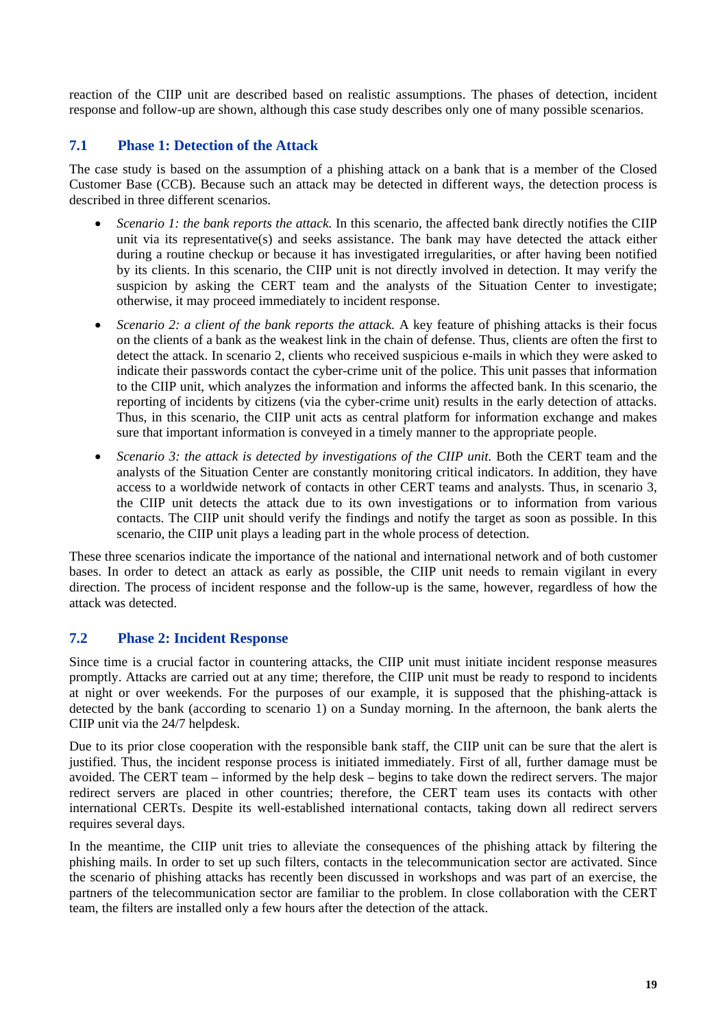reaction of the CIIP unit are described based on realistic assumptions. The phases of detection, incident response and follow-up are shown, although this case study describes only one of many possible scenarios.

## 7.1 Phase 1: Detection of the Attack

The case study is based on the assumption of a phishing attack on a bank that is a member of the Closed Customer Base (CCB). Because such an attack may be detected in different ways, the detection process is described in three different scenarios.

- *Scenario 1: the bank reports the attack.* In this scenario, the affected bank directly notifies the CIIP unit via its representative(s) and seeks assistance. The bank may have detected the attack either during a routine checkup or because it has investigated irregularities, or after having been notified by its clients. In this scenario, the CIIP unit is not directly involved in detection. It may verify the suspicion by asking the CERT team and the analysts of the Situation Center to investigate; otherwise, it may proceed immediately to incident response.
- *Scenario 2: a client of the bank reports the attack.* A key feature of phishing attacks is their focus on the clients of a bank as the weakest link in the chain of defense. Thus, clients are often the first to detect the attack. In scenario 2, clients who received suspicious e-mails in which they were asked to indicate their passwords contact the cyber-crime unit of the police. This unit passes that information to the CIIP unit, which analyzes the information and informs the affected bank. In this scenario, the reporting of incidents by citizens (via the cyber-crime unit) results in the early detection of attacks. Thus, in this scenario, the CIIP unit acts as central platform for information exchange and makes sure that important information is conveyed in a timely manner to the appropriate people.
- *Scenario 3: the attack is detected by investigations of the CIIP unit.* Both the CERT team and the analysts of the Situation Center are constantly monitoring critical indicators. In addition, they have access to a worldwide network of contacts in other CERT teams and analysts. Thus, in scenario 3, the CIIP unit detects the attack due to its own investigations or to information from various contacts. The CIIP unit should verify the findings and notify the target as soon as possible. In this scenario, the CIIP unit plays a leading part in the whole process of detection.

These three scenarios indicate the importance of the national and international network and of both customer bases. In order to detect an attack as early as possible, the CIIP unit needs to remain vigilant in every direction. The process of incident response and the follow-up is the same, however, regardless of how the attack was detected.

## 7.2 Phase 2: Incident Response

Since time is a crucial factor in countering attacks, the CIIP unit must initiate incident response measures promptly. Attacks are carried out at any time; therefore, the CIIP unit must be ready to respond to incidents at night or over weekends. For the purposes of our example, it is supposed that the phishing-attack is detected by the bank (according to scenario 1) on a Sunday morning. In the afternoon, the bank alerts the CIIP unit via the 24/7 helpdesk.

Due to its prior close cooperation with the responsible bank staff, the CIIP unit can be sure that the alert is justified. Thus, the incident response process is initiated immediately. First of all, further damage must be avoided. The CERT team – informed by the help desk – begins to take down the redirect servers. The major redirect servers are placed in other countries; therefore, the CERT team uses its contacts with other international CERTs. Despite its well-established international contacts, taking down all redirect servers requires several days.

In the meantime, the CIIP unit tries to alleviate the consequences of the phishing attack by filtering the phishing mails. In order to set up such filters, contacts in the telecommunication sector are activated. Since the scenario of phishing attacks has recently been discussed in workshops and was part of an exercise, the partners of the telecommunication sector are familiar to the problem. In close collaboration with the CERT team, the filters are installed only a few hours after the detection of the attack.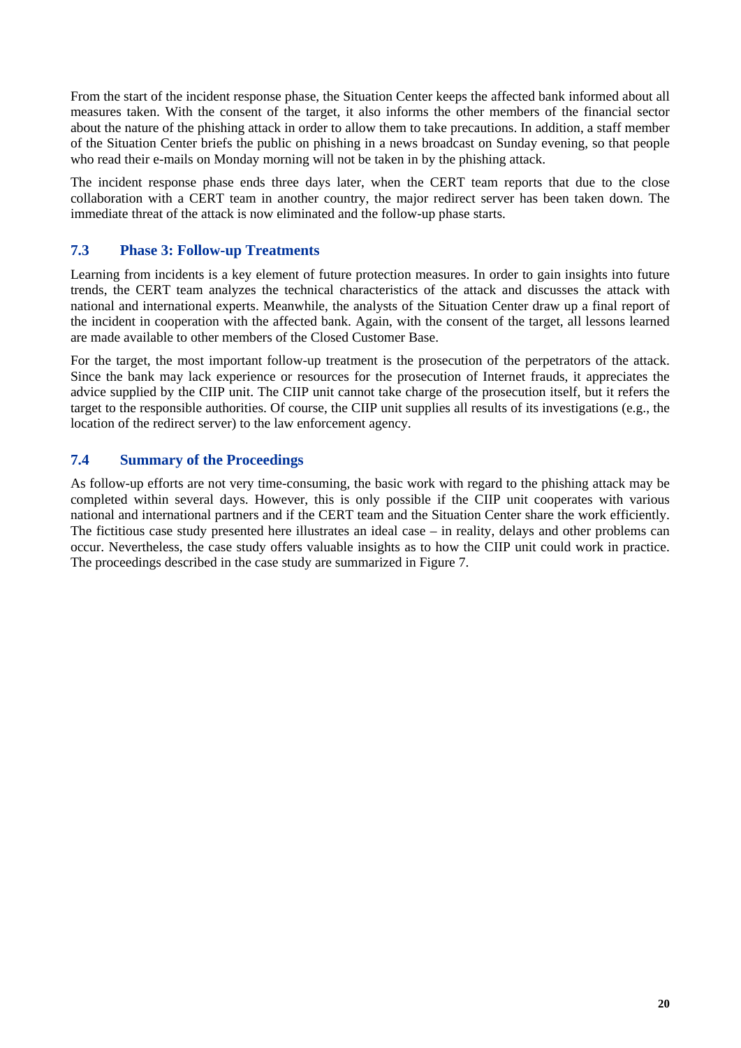From the start of the incident response phase, the Situation Center keeps the affected bank informed about all measures taken. With the consent of the target, it also informs the other members of the financial sector about the nature of the phishing attack in order to allow them to take precautions. In addition, a staff member of the Situation Center briefs the public on phishing in a news broadcast on Sunday evening, so that people who read their e-mails on Monday morning will not be taken in by the phishing attack.

The incident response phase ends three days later, when the CERT team reports that due to the close collaboration with a CERT team in another country, the major redirect server has been taken down. The immediate threat of the attack is now eliminated and the follow-up phase starts.

## 7.3 Phase 3: Follow-up Treatments

Learning from incidents is a key element of future protection measures. In order to gain insights into future trends, the CERT team analyzes the technical characteristics of the attack and discusses the attack with national and international experts. Meanwhile, the analysts of the Situation Center draw up a final report of the incident in cooperation with the affected bank. Again, with the consent of the target, all lessons learned are made available to other members of the Closed Customer Base.

For the target, the most important follow-up treatment is the prosecution of the perpetrators of the attack. Since the bank may lack experience or resources for the prosecution of Internet frauds, it appreciates the advice supplied by the CIIP unit. The CIIP unit cannot take charge of the prosecution itself, but it refers the target to the responsible authorities. Of course, the CIIP unit supplies all results of its investigations (e.g., the location of the redirect server) to the law enforcement agency.

## 7.4 Summary of the Proceedings

As follow-up efforts are not very time-consuming, the basic work with regard to the phishing attack may be completed within several days. However, this is only possible if the CIIP unit cooperates with various national and international partners and if the CERT team and the Situation Center share the work efficiently. The fictitious case study presented here illustrates an ideal case – in reality, delays and other problems can occur. Nevertheless, the case study offers valuable insights as to how the CIIP unit could work in practice. The proceedings described in the case study are summarized in Figure 7.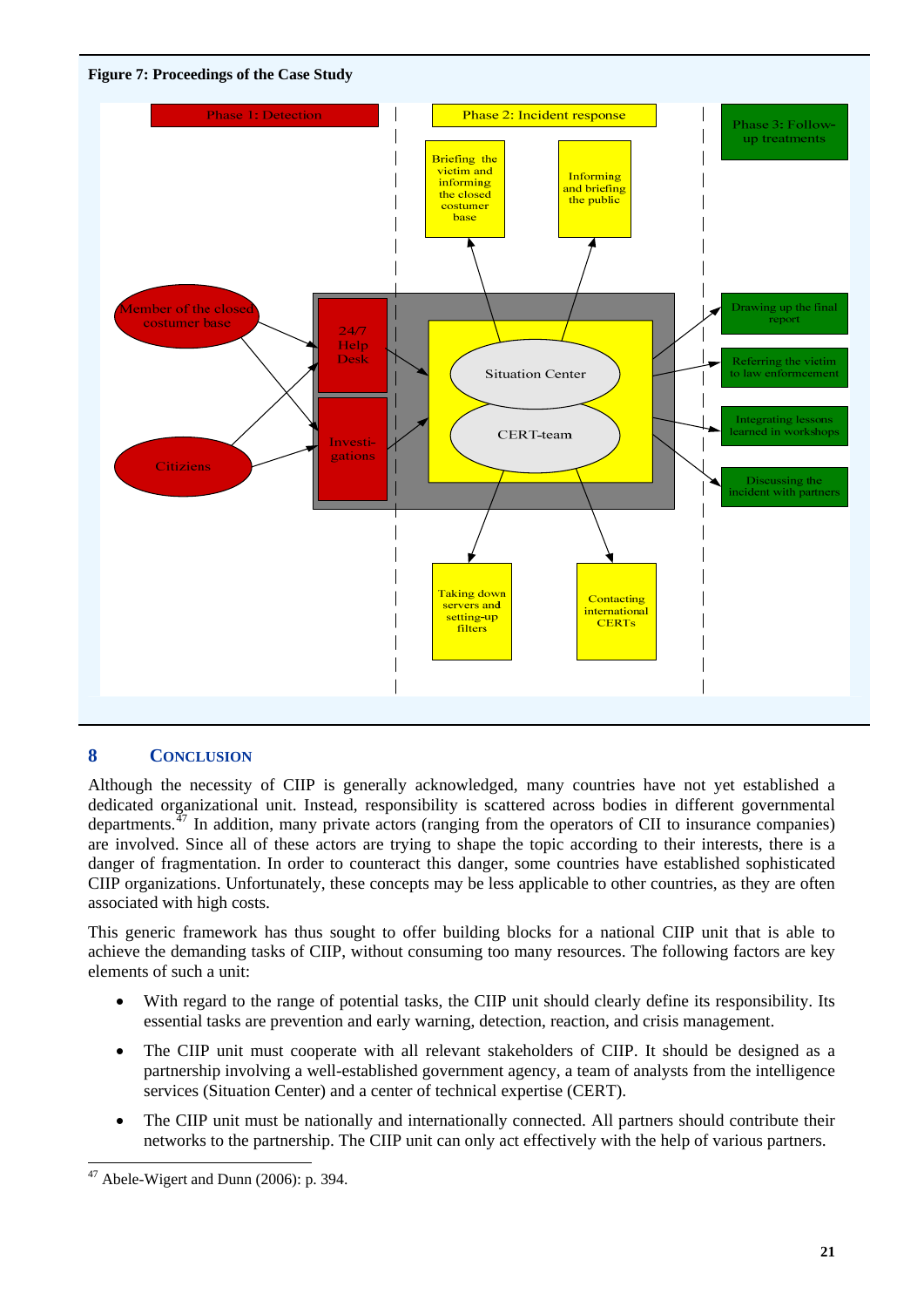**Figure 7: Proceedings of the Case Study**

## 8 CONCLUSION

Although the necessity of CIIP is generally acknowledged, many countries have not yet established a dedicated organizational unit. Instead, responsibility is scattered across bodies in different governmental departments.[47] In addition, many private actors (ranging from the operators of CII to insurance companies) are involved. Since all of these actors are trying to shape the topic according to their interests, there is a danger of fragmentation. In order to counteract this danger, some countries have established sophisticated CIIP organizations. Unfortunately, these concepts may be less applicable to other countries, as they are often associated with high costs.

This generic framework has thus sought to offer building blocks for a national CIIP unit that is able to achieve the demanding tasks of CIIP, without consuming too many resources. The following factors are key elements of such a unit:

- With regard to the range of potential tasks, the CIIP unit should clearly define its responsibility. Its essential tasks are prevention and early warning, detection, reaction, and crisis management.
- The CIIP unit must cooperate with all relevant stakeholders of CIIP. It should be designed as a partnership involving a well-established government agency, a team of analysts from the intelligence services (Situation Center) and a center of technical expertise (CERT).
- The CIIP unit must be nationally and internationally connected. All partners should contribute their networks to the partnership. The CIIP unit can only act effectively with the help of various partners.

[47] Abele-Wigert and Dunn (2006): p. 394.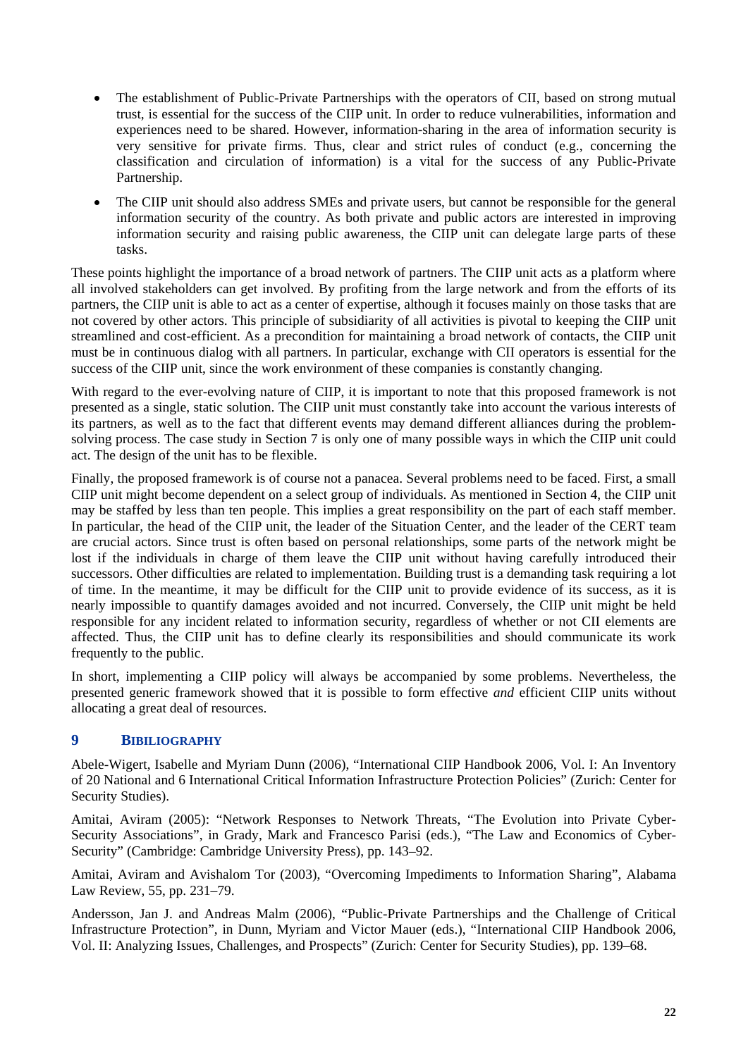- The establishment of Public-Private Partnerships with the operators of CII, based on strong mutual trust, is essential for the success of the CIIP unit. In order to reduce vulnerabilities, information and experiences need to be shared. However, information-sharing in the area of information security is very sensitive for private firms. Thus, clear and strict rules of conduct (e.g., concerning the classification and circulation of information) is a vital for the success of any Public-Private Partnership.
- The CIIP unit should also address SMEs and private users, but cannot be responsible for the general information security of the country. As both private and public actors are interested in improving information security and raising public awareness, the CIIP unit can delegate large parts of these tasks.

These points highlight the importance of a broad network of partners. The CIIP unit acts as a platform where all involved stakeholders can get involved. By profiting from the large network and from the efforts of its partners, the CIIP unit is able to act as a center of expertise, although it focuses mainly on those tasks that are not covered by other actors. This principle of subsidiarity of all activities is pivotal to keeping the CIIP unit streamlined and cost-efficient. As a precondition for maintaining a broad network of contacts, the CIIP unit must be in continuous dialog with all partners. In particular, exchange with CII operators is essential for the success of the CIIP unit, since the work environment of these companies is constantly changing.

With regard to the ever-evolving nature of CIIP, it is important to note that this proposed framework is not presented as a single, static solution. The CIIP unit must constantly take into account the various interests of its partners, as well as to the fact that different events may demand different alliances during the problem-solving process. The case study in Section 7 is only one of many possible ways in which the CIIP unit could act. The design of the unit has to be flexible.

Finally, the proposed framework is of course not a panacea. Several problems need to be faced. First, a small CIIP unit might become dependent on a select group of individuals. As mentioned in Section 4, the CIIP unit may be staffed by less than ten people. This implies a great responsibility on the part of each staff member. In particular, the head of the CIIP unit, the leader of the Situation Center, and the leader of the CERT team are crucial actors. Since trust is often based on personal relationships, some parts of the network might be lost if the individuals in charge of them leave the CIIP unit without having carefully introduced their successors. Other difficulties are related to implementation. Building trust is a demanding task requiring a lot of time. In the meantime, it may be difficult for the CIIP unit to provide evidence of its success, as it is nearly impossible to quantify damages avoided and not incurred. Conversely, the CIIP unit might be held responsible for any incident related to information security, regardless of whether or not CII elements are affected. Thus, the CIIP unit has to define clearly its responsibilities and should communicate its work frequently to the public.

In short, implementing a CIIP policy will always be accompanied by some problems. Nevertheless, the presented generic framework showed that it is possible to form effective *and* efficient CIIP units without allocating a great deal of resources.

## 9 BIBILIOGRAPHY

Abele-Wigert, Isabelle and Myriam Dunn (2006), "International CIIP Handbook 2006, Vol. I: An Inventory of 20 National and 6 International Critical Information Infrastructure Protection Policies" (Zurich: Center for Security Studies).

Amitai, Aviram (2005): "Network Responses to Network Threats, "The Evolution into Private Cyber-Security Associations", in Grady, Mark and Francesco Parisi (eds.), "The Law and Economics of Cyber-Security" (Cambridge: Cambridge University Press), pp. 143–92.

Amitai, Aviram and Avishalom Tor (2003), "Overcoming Impediments to Information Sharing", Alabama Law Review, 55, pp. 231–79.

Andersson, Jan J. and Andreas Malm (2006), "Public-Private Partnerships and the Challenge of Critical Infrastructure Protection", in Dunn, Myriam and Victor Mauer (eds.), "International CIIP Handbook 2006, Vol. II: Analyzing Issues, Challenges, and Prospects" (Zurich: Center for Security Studies), pp. 139–68.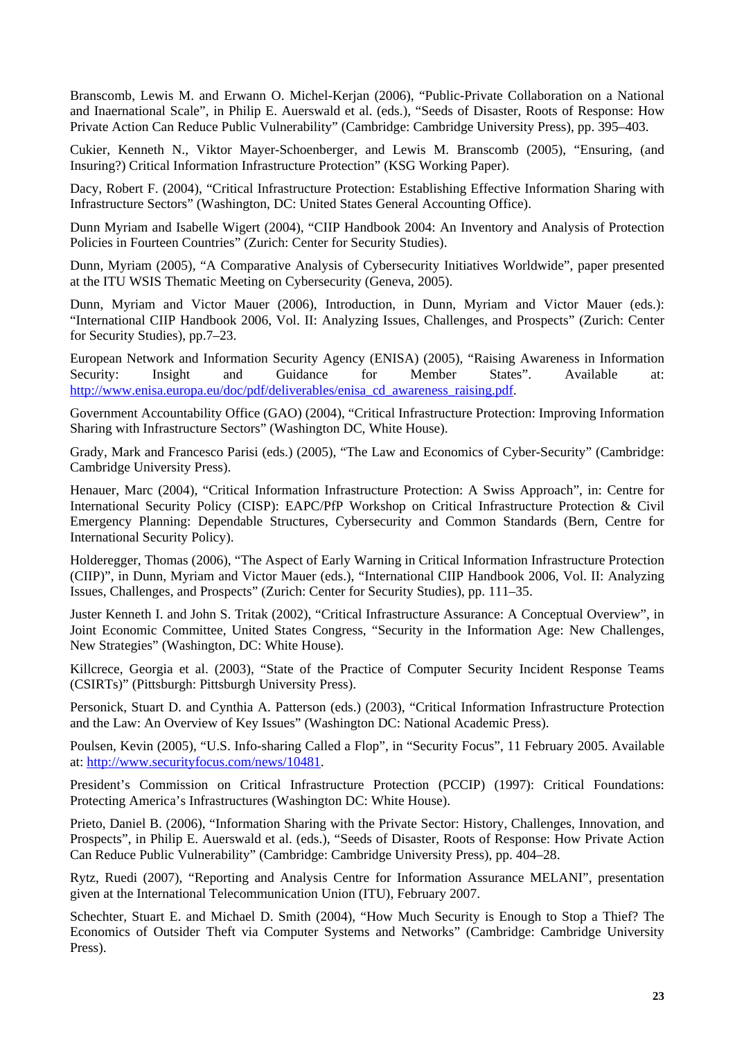Branscomb, Lewis M. and Erwann O. Michel-Kerjan (2006), "Public-Private Collaboration on a National and Inaernational Scale", in Philip E. Auerswald et al. (eds.), "Seeds of Disaster, Roots of Response: How Private Action Can Reduce Public Vulnerability" (Cambridge: Cambridge University Press), pp. 395–403.

Cukier, Kenneth N., Viktor Mayer-Schoenberger, and Lewis M. Branscomb (2005), "Ensuring, (and Insuring?) Critical Information Infrastructure Protection" (KSG Working Paper).

Dacy, Robert F. (2004), "Critical Infrastructure Protection: Establishing Effective Information Sharing with Infrastructure Sectors" (Washington, DC: United States General Accounting Office).

Dunn Myriam and Isabelle Wigert (2004), "CIIP Handbook 2004: An Inventory and Analysis of Protection Policies in Fourteen Countries" (Zurich: Center for Security Studies).

Dunn, Myriam (2005), "A Comparative Analysis of Cybersecurity Initiatives Worldwide", paper presented at the ITU WSIS Thematic Meeting on Cybersecurity (Geneva, 2005).

Dunn, Myriam and Victor Mauer (2006), Introduction, in Dunn, Myriam and Victor Mauer (eds.): "International CIIP Handbook 2006, Vol. II: Analyzing Issues, Challenges, and Prospects" (Zurich: Center for Security Studies), pp.7–23.

European Network and Information Security Agency (ENISA) (2005), "Raising Awareness in Information Security: Insight and Guidance for Member States". Available at: http://www.enisa.europa.eu/doc/pdf/deliverables/enisa_cd_awareness_raising.pdf.

Government Accountability Office (GAO) (2004), "Critical Infrastructure Protection: Improving Information Sharing with Infrastructure Sectors" (Washington DC, White House).

Grady, Mark and Francesco Parisi (eds.) (2005), "The Law and Economics of Cyber-Security" (Cambridge: Cambridge University Press).

Henauer, Marc (2004), "Critical Information Infrastructure Protection: A Swiss Approach", in: Centre for International Security Policy (CISP): EAPC/PfP Workshop on Critical Infrastructure Protection & Civil Emergency Planning: Dependable Structures, Cybersecurity and Common Standards (Bern, Centre for International Security Policy).

Holderegger, Thomas (2006), "The Aspect of Early Warning in Critical Information Infrastructure Protection (CIIP)", in Dunn, Myriam and Victor Mauer (eds.), "International CIIP Handbook 2006, Vol. II: Analyzing Issues, Challenges, and Prospects" (Zurich: Center for Security Studies), pp. 111–35.

Juster Kenneth I. and John S. Tritak (2002), "Critical Infrastructure Assurance: A Conceptual Overview", in Joint Economic Committee, United States Congress, "Security in the Information Age: New Challenges, New Strategies" (Washington, DC: White House).

Killcrece, Georgia et al. (2003), "State of the Practice of Computer Security Incident Response Teams (CSIRTs)" (Pittsburgh: Pittsburgh University Press).

Personick, Stuart D. and Cynthia A. Patterson (eds.) (2003), "Critical Information Infrastructure Protection and the Law: An Overview of Key Issues" (Washington DC: National Academic Press).

Poulsen, Kevin (2005), "U.S. Info-sharing Called a Flop", in "Security Focus", 11 February 2005. Available at: http://www.securityfocus.com/news/10481.

President's Commission on Critical Infrastructure Protection (PCCIP) (1997): Critical Foundations: Protecting America's Infrastructures (Washington DC: White House).

Prieto, Daniel B. (2006), "Information Sharing with the Private Sector: History, Challenges, Innovation, and Prospects", in Philip E. Auerswald et al. (eds.), "Seeds of Disaster, Roots of Response: How Private Action Can Reduce Public Vulnerability" (Cambridge: Cambridge University Press), pp. 404–28.

Rytz, Ruedi (2007), "Reporting and Analysis Centre for Information Assurance MELANI", presentation given at the International Telecommunication Union (ITU), February 2007.

Schechter, Stuart E. and Michael D. Smith (2004), "How Much Security is Enough to Stop a Thief? The Economics of Outsider Theft via Computer Systems and Networks" (Cambridge: Cambridge University Press).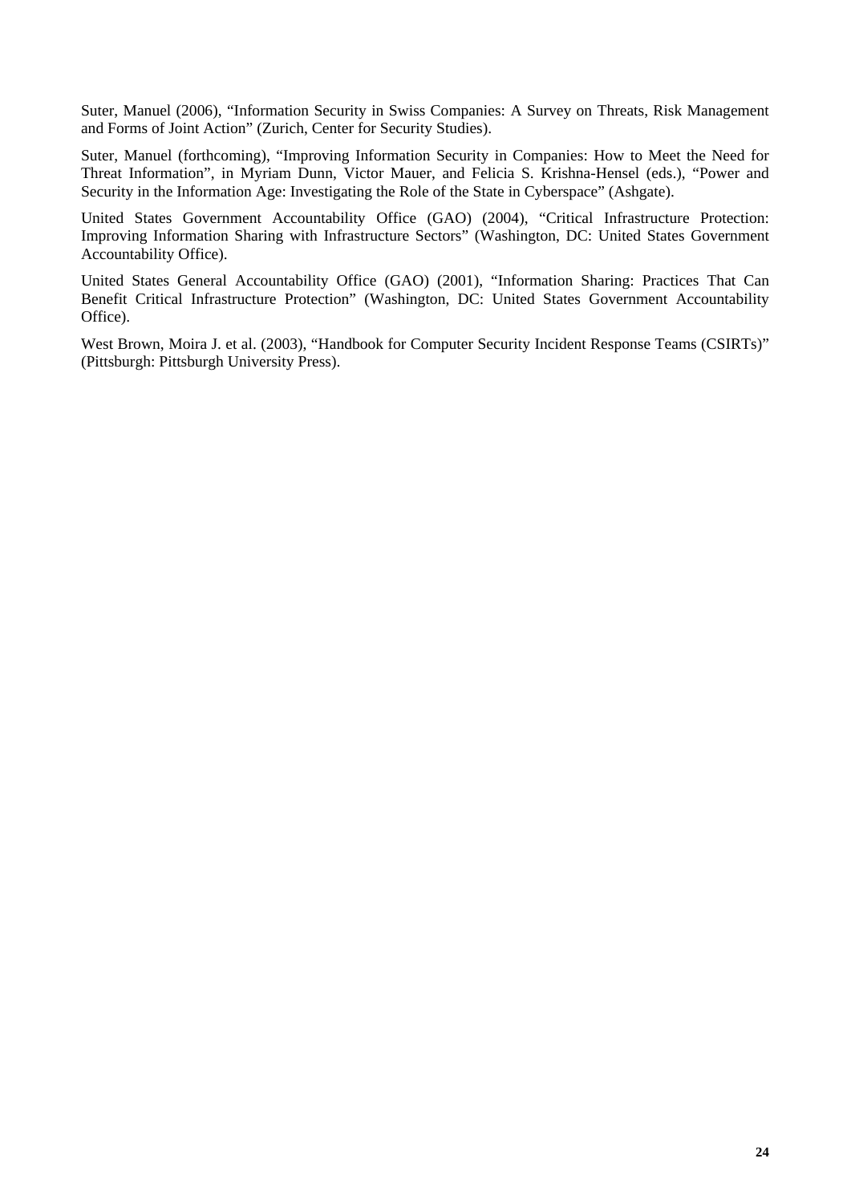Suter, Manuel (2006), "Information Security in Swiss Companies: A Survey on Threats, Risk Management and Forms of Joint Action" (Zurich, Center for Security Studies).

Suter, Manuel (forthcoming), "Improving Information Security in Companies: How to Meet the Need for Threat Information", in Myriam Dunn, Victor Mauer, and Felicia S. Krishna-Hensel (eds.), "Power and Security in the Information Age: Investigating the Role of the State in Cyberspace" (Ashgate).

United States Government Accountability Office (GAO) (2004), "Critical Infrastructure Protection: Improving Information Sharing with Infrastructure Sectors" (Washington, DC: United States Government Accountability Office).

United States General Accountability Office (GAO) (2001), "Information Sharing: Practices That Can Benefit Critical Infrastructure Protection" (Washington, DC: United States Government Accountability Office).

West Brown, Moira J. et al. (2003), "Handbook for Computer Security Incident Response Teams (CSIRTs)" (Pittsburgh: Pittsburgh University Press).